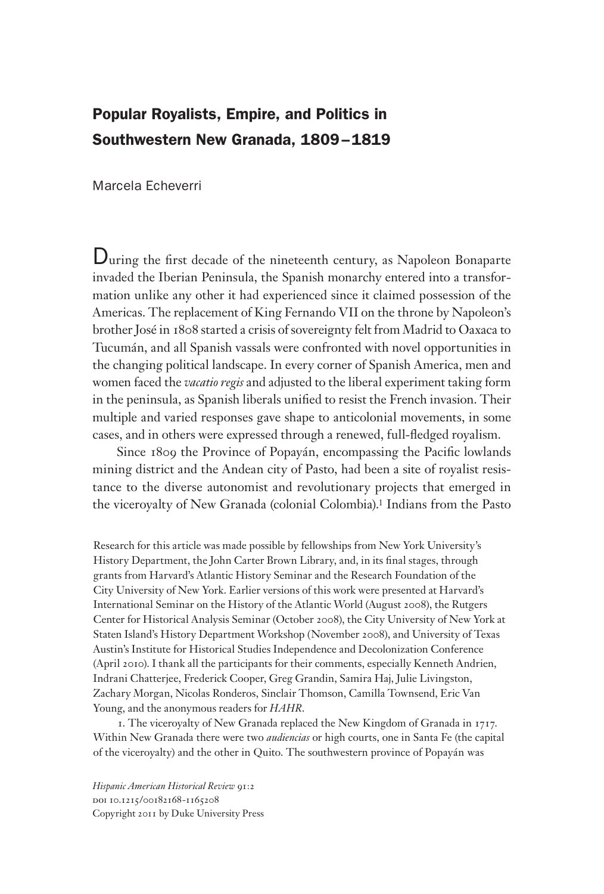# Popular Royalists, Empire, and Politics in Southwestern New Granada, 1809–1819

Marcela Echeverri

During the first decade of the nineteenth century, as Napoleon Bonaparte invaded the Iberian Peninsula, the Spanish monarchy entered into a transformation unlike any other it had experienced since it claimed possession of the Americas. The replacement of King Fernando VII on the throne by Napoleon's brother José in 1808 started a crisis of sovereignty felt from Madrid to Oaxaca to Tucumán, and all Spanish vassals were confronted with novel opportunities in the changing political landscape. In every corner of Spanish America, men and women faced the *vacatio regis* and adjusted to the liberal experiment taking form in the peninsula, as Spanish liberals unified to resist the French invasion. Their multiple and varied responses gave shape to anticolonial movements, in some cases, and in others were expressed through a renewed, full-fledged royalism.

Since 1809 the Province of Popayán, encompassing the Pacific lowlands mining district and the Andean city of Pasto, had been a site of royalist resistance to the diverse autonomist and revolutionary projects that emerged in the viceroyalty of New Granada (colonial Colombia).[1] Indians from the Pasto

Research for this article was made possible by fellowships from New York University's History Department, the John Carter Brown Library, and, in its final stages, through grants from Harvard's Atlantic History Seminar and the Research Foundation of the City University of New York. Earlier versions of this work were presented at Harvard's International Seminar on the History of the Atlantic World (August 2008), the Rutgers Center for Historical Analysis Seminar (October 2008), the City University of New York at Staten Island's History Department Workshop (November 2008), and University of Texas Austin's Institute for Historical Studies Independence and Decolonization Conference (April 2010). I thank all the participants for their comments, especially Kenneth Andrien, Indrani Chatterjee, Frederick Cooper, Greg Grandin, Samira Haj, Julie Livingston, Zachary Morgan, Nicolas Ronderos, Sinclair Thomson, Camilla Townsend, Eric Van Young, and the anonymous readers for *HAHR*.

1. The viceroyalty of New Granada replaced the New Kingdom of Granada in 1717. Within New Granada there were two *audiencias* or high courts, one in Santa Fe (the capital of the viceroyalty) and the other in Quito. The southwestern province of Popayán was

*Hispanic American Historical Review* 91:2
doi 10.1215/00182168-1165208
Copyright 2011 by Duke University Press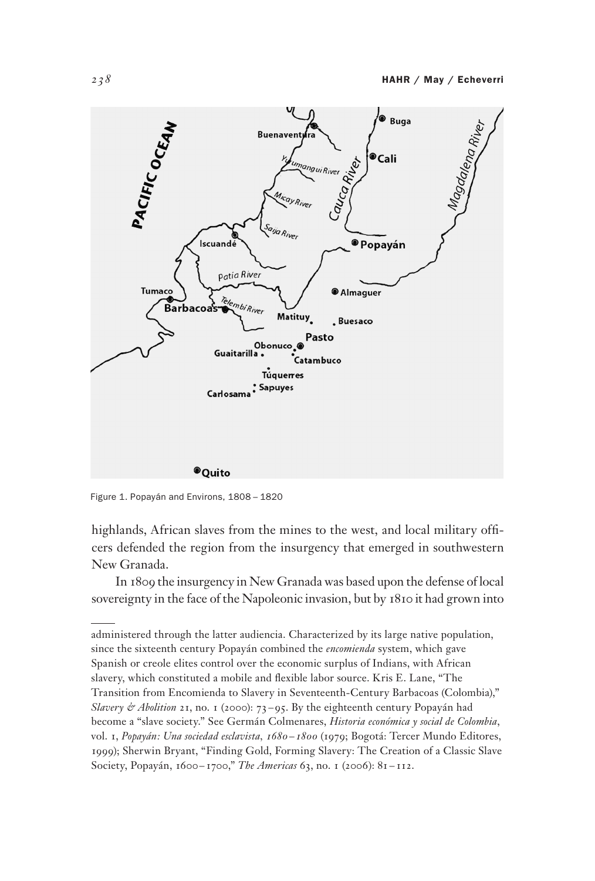Figure 1. Popayán and Environs, 1808 – 1820

highlands, African slaves from the mines to the west, and local military officers defended the region from the insurgency that emerged in southwestern New Granada.

In 1809 the insurgency in New Granada was based upon the defense of local sovereignty in the face of the Napoleonic invasion, but by 1810 it had grown into

---

administered through the latter audiencia. Characterized by its large native population, since the sixteenth century Popayán combined the *encomienda* system, which gave Spanish or creole elites control over the economic surplus of Indians, with African slavery, which constituted a mobile and flexible labor source. Kris E. Lane, "The Transition from Encomienda to Slavery in Seventeenth-Century Barbacoas (Colombia)," *Slavery & Abolition* 21, no. 1 (2000): 73 – 95. By the eighteenth century Popayán had become a "slave society." See Germán Colmenares, *Historia económica y social de Colombia*, vol. 1, *Popayán: Una sociedad esclavista, 1680 – 1800* (1979; Bogotá: Tercer Mundo Editores, 1999); Sherwin Bryant, "Finding Gold, Forming Slavery: The Creation of a Classic Slave Society, Popayán, 1600 – 1700," *The Americas* 63, no. 1 (2006): 81 – 112.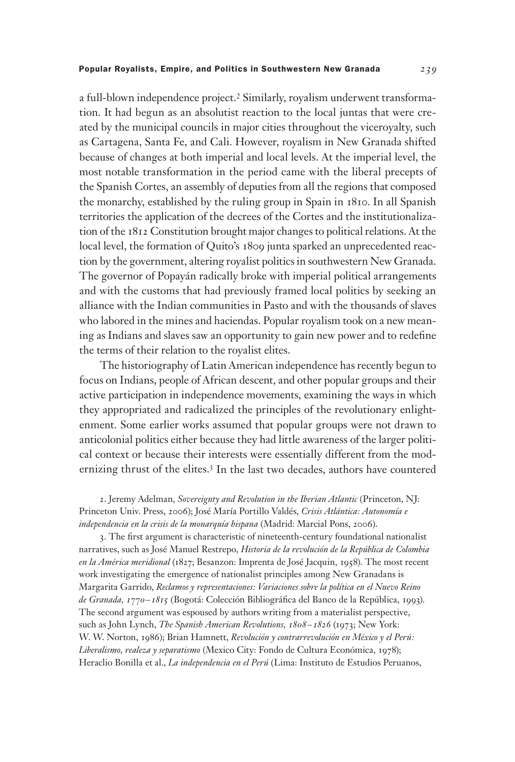a full-blown independence project.[2] Similarly, royalism underwent transformation. It had begun as an absolutist reaction to the local juntas that were created by the municipal councils in major cities throughout the viceroyalty, such as Cartagena, Santa Fe, and Cali. However, royalism in New Granada shifted because of changes at both imperial and local levels. At the imperial level, the most notable transformation in the period came with the liberal precepts of the Spanish Cortes, an assembly of deputies from all the regions that composed the monarchy, established by the ruling group in Spain in 1810. In all Spanish territories the application of the decrees of the Cortes and the institutionalization of the 1812 Constitution brought major changes to political relations. At the local level, the formation of Quito's 1809 junta sparked an unprecedented reaction by the government, altering royalist politics in southwestern New Granada. The governor of Popayán radically broke with imperial political arrangements and with the customs that had previously framed local politics by seeking an alliance with the Indian communities in Pasto and with the thousands of slaves who labored in the mines and haciendas. Popular royalism took on a new meaning as Indians and slaves saw an opportunity to gain new power and to redefine the terms of their relation to the royalist elites.

The historiography of Latin American independence has recently begun to focus on Indians, people of African descent, and other popular groups and their active participation in independence movements, examining the ways in which they appropriated and radicalized the principles of the revolutionary enlightenment. Some earlier works assumed that popular groups were not drawn to anticolonial politics either because they had little awareness of the larger political context or because their interests were essentially different from the modernizing thrust of the elites.[3] In the last two decades, authors have countered

2. Jeremy Adelman, *Sovereignty and Revolution in the Iberian Atlantic* (Princeton, NJ: Princeton Univ. Press, 2006); José María Portillo Valdés, *Crisis Atlántica: Autonomía e independencia en la crisis de la monarquía hispana* (Madrid: Marcial Pons, 2006).

3. The first argument is characteristic of nineteenth-century foundational nationalist narratives, such as José Manuel Restrepo, *Historia de la revolución de la República de Colombia en la América meridional* (1827; Besanzon: Imprenta de José Jacquin, 1958). The most recent work investigating the emergence of nationalist principles among New Granadans is Margarita Garrido, *Reclamos y representaciones: Variaciones sobre la política en el Nuevo Reino de Granada, 1770–1815* (Bogotá: Colección Bibliográfica del Banco de la República, 1993). The second argument was espoused by authors writing from a materialist perspective, such as John Lynch, *The Spanish American Revolutions, 1808–1826* (1973; New York: W. W. Norton, 1986); Brian Hamnett, *Revolución y contrarrevolución en México y el Perú: Liberalismo, realeza y separatismo* (Mexico City: Fondo de Cultura Económica, 1978); Heraclio Bonilla et al., *La independencia en el Perú* (Lima: Instituto de Estudios Peruanos,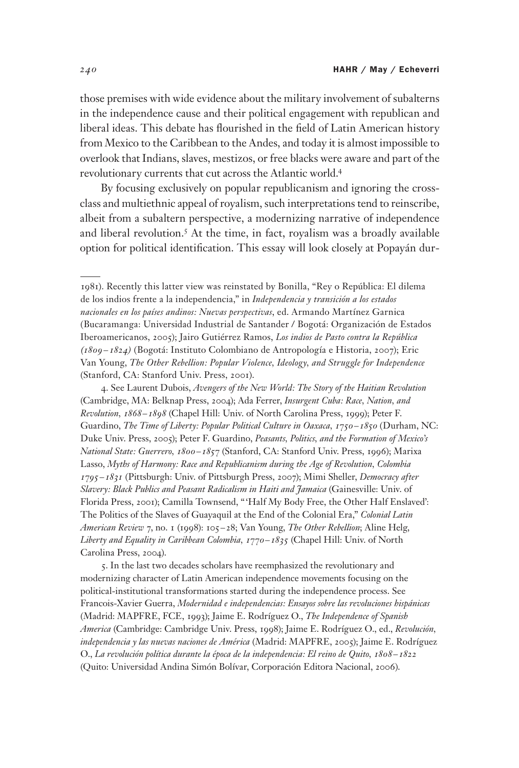those premises with wide evidence about the military involvement of subalterns in the independence cause and their political engagement with republican and liberal ideas. This debate has flourished in the field of Latin American history from Mexico to the Caribbean to the Andes, and today it is almost impossible to overlook that Indians, slaves, mestizos, or free blacks were aware and part of the revolutionary currents that cut across the Atlantic world.[4]

By focusing exclusively on popular republicanism and ignoring the cross-class and multiethnic appeal of royalism, such interpretations tend to reinscribe, albeit from a subaltern perspective, a modernizing narrative of independence and liberal revolution.[5] At the time, in fact, royalism was a broadly available option for political identification. This essay will look closely at Popayán dur-

---

1981). Recently this latter view was reinstated by Bonilla, "Rey o República: El dilema de los indios frente a la independencia," in *Independencia y transición a los estados nacionales en los países andinos: Nuevas perspectivas*, ed. Armando Martínez Garnica (Bucaramanga: Universidad Industrial de Santander / Bogotá: Organización de Estados Iberoamericanos, 2005); Jairo Gutiérrez Ramos, *Los indios de Pasto contra la República (1809–1824)* (Bogotá: Instituto Colombiano de Antropología e Historia, 2007); Eric Van Young, *The Other Rebellion: Popular Violence, Ideology, and Struggle for Independence* (Stanford, CA: Stanford Univ. Press, 2001).

4. See Laurent Dubois, *Avengers of the New World: The Story of the Haitian Revolution* (Cambridge, MA: Belknap Press, 2004); Ada Ferrer, *Insurgent Cuba: Race, Nation, and Revolution, 1868–1898* (Chapel Hill: Univ. of North Carolina Press, 1999); Peter F. Guardino, *The Time of Liberty: Popular Political Culture in Oaxaca, 1750–1850* (Durham, NC: Duke Univ. Press, 2005); Peter F. Guardino, *Peasants, Politics, and the Formation of Mexico's National State: Guerrero, 1800–1857* (Stanford, CA: Stanford Univ. Press, 1996); Marixa Lasso, *Myths of Harmony: Race and Republicanism during the Age of Revolution, Colombia 1795–1831* (Pittsburgh: Univ. of Pittsburgh Press, 2007); Mimi Sheller, *Democracy after Slavery: Black Publics and Peasant Radicalism in Haiti and Jamaica* (Gainesville: Univ. of Florida Press, 2001); Camilla Townsend, "'Half My Body Free, the Other Half Enslaved': The Politics of the Slaves of Guayaquil at the End of the Colonial Era," *Colonial Latin American Review* 7, no. 1 (1998): 105–28; Van Young, *The Other Rebellion*; Aline Helg, *Liberty and Equality in Caribbean Colombia, 1770–1835* (Chapel Hill: Univ. of North Carolina Press, 2004).

5. In the last two decades scholars have reemphasized the revolutionary and modernizing character of Latin American independence movements focusing on the political-institutional transformations started during the independence process. See Francois-Xavier Guerra, *Modernidad e independencias: Ensayos sobre las revoluciones hispánicas* (Madrid: MAPFRE, FCE, 1993); Jaime E. Rodríguez O., *The Independence of Spanish America* (Cambridge: Cambridge Univ. Press, 1998); Jaime E. Rodríguez O., ed., *Revolución, independencia y las nuevas naciones de América* (Madrid: MAPFRE, 2005); Jaime E. Rodríguez O., *La revolución política durante la época de la independencia: El reino de Quito, 1808–1822* (Quito: Universidad Andina Simón Bolívar, Corporación Editora Nacional, 2006).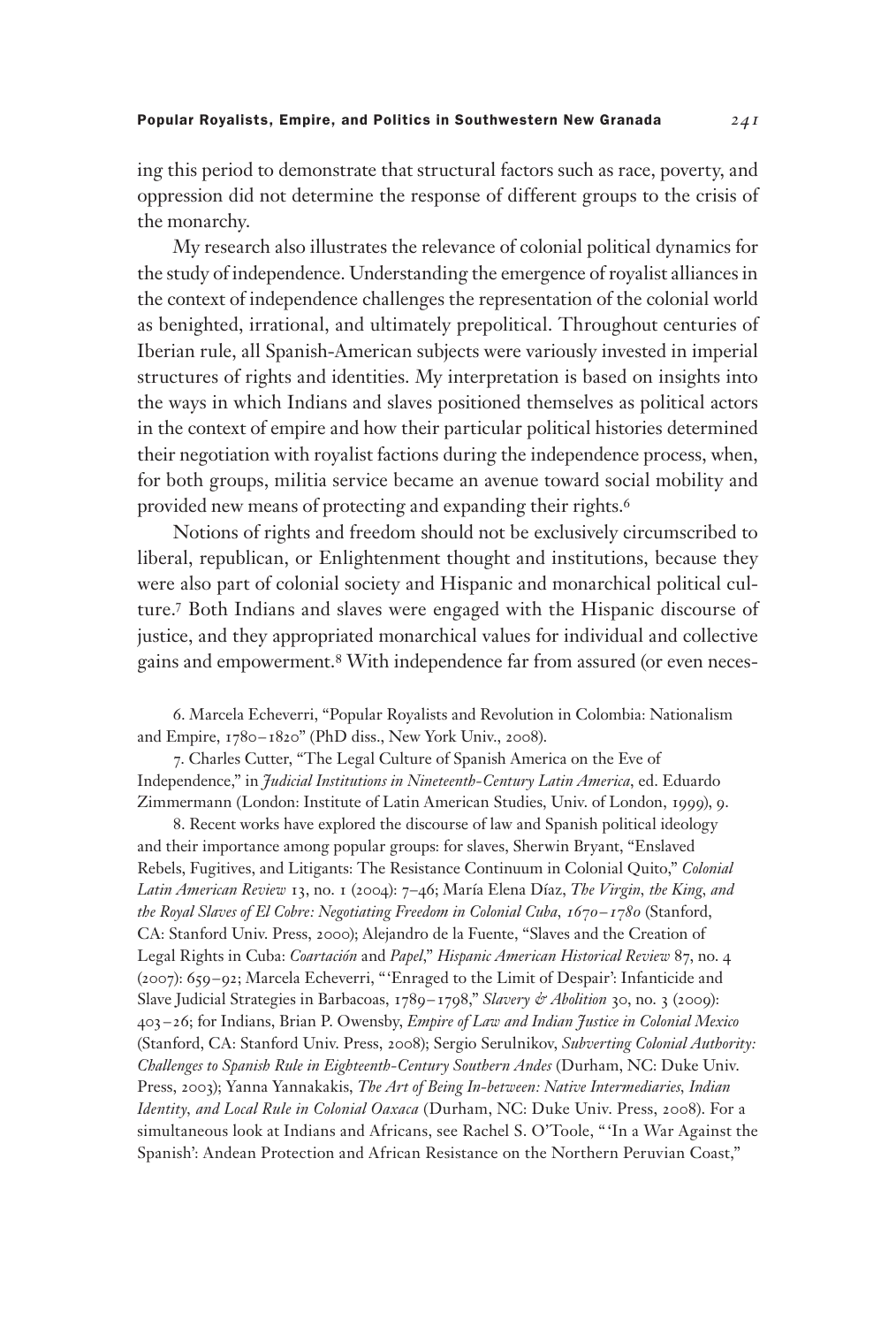ing this period to demonstrate that structural factors such as race, poverty, and oppression did not determine the response of different groups to the crisis of the monarchy.

My research also illustrates the relevance of colonial political dynamics for the study of independence. Understanding the emergence of royalist alliances in the context of independence challenges the representation of the colonial world as benighted, irrational, and ultimately prepolitical. Throughout centuries of Iberian rule, all Spanish-American subjects were variously invested in imperial structures of rights and identities. My interpretation is based on insights into the ways in which Indians and slaves positioned themselves as political actors in the context of empire and how their particular political histories determined their negotiation with royalist factions during the independence process, when, for both groups, militia service became an avenue toward social mobility and provided new means of protecting and expanding their rights.[6]

Notions of rights and freedom should not be exclusively circumscribed to liberal, republican, or Enlightenment thought and institutions, because they were also part of colonial society and Hispanic and monarchical political culture.[7] Both Indians and slaves were engaged with the Hispanic discourse of justice, and they appropriated monarchical values for individual and collective gains and empowerment.[8] With independence far from assured (or even neces-

6. Marcela Echeverri, "Popular Royalists and Revolution in Colombia: Nationalism and Empire, 1780–1820" (PhD diss., New York Univ., 2008).

7. Charles Cutter, "The Legal Culture of Spanish America on the Eve of Independence," in *Judicial Institutions in Nineteenth-Century Latin America*, ed. Eduardo Zimmermann (London: Institute of Latin American Studies, Univ. of London, 1999), 9.

8. Recent works have explored the discourse of law and Spanish political ideology and their importance among popular groups: for slaves, Sherwin Bryant, "Enslaved Rebels, Fugitives, and Litigants: The Resistance Continuum in Colonial Quito," *Colonial Latin American Review* 13, no. 1 (2004): 7–46; María Elena Díaz, *The Virgin, the King, and the Royal Slaves of El Cobre: Negotiating Freedom in Colonial Cuba, 1670–1780* (Stanford, CA: Stanford Univ. Press, 2000); Alejandro de la Fuente, "Slaves and the Creation of Legal Rights in Cuba: *Coartación* and *Papel*," *Hispanic American Historical Review* 87, no. 4 (2007): 659–92; Marcela Echeverri, "'Enraged to the Limit of Despair': Infanticide and Slave Judicial Strategies in Barbacoas, 1789–1798," *Slavery & Abolition* 30, no. 3 (2009): 403–26; for Indians, Brian P. Owensby, *Empire of Law and Indian Justice in Colonial Mexico* (Stanford, CA: Stanford Univ. Press, 2008); Sergio Serulnikov, *Subverting Colonial Authority: Challenges to Spanish Rule in Eighteenth-Century Southern Andes* (Durham, NC: Duke Univ. Press, 2003); Yanna Yannakakis, *The Art of Being In-between: Native Intermediaries, Indian Identity, and Local Rule in Colonial Oaxaca* (Durham, NC: Duke Univ. Press, 2008). For a simultaneous look at Indians and Africans, see Rachel S. O'Toole, "'In a War Against the Spanish': Andean Protection and African Resistance on the Northern Peruvian Coast,"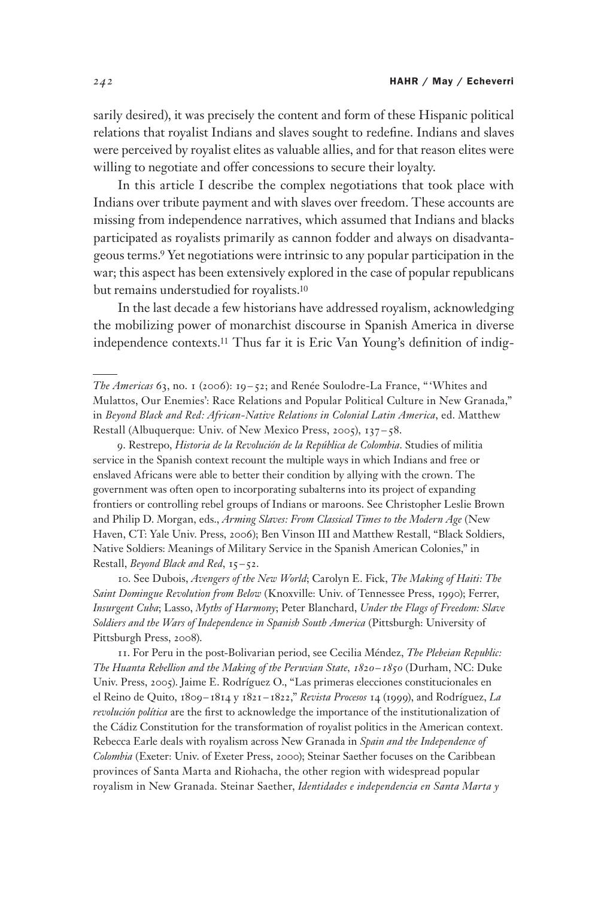sarily desired), it was precisely the content and form of these Hispanic political relations that royalist Indians and slaves sought to redefine. Indians and slaves were perceived by royalist elites as valuable allies, and for that reason elites were willing to negotiate and offer concessions to secure their loyalty.

In this article I describe the complex negotiations that took place with Indians over tribute payment and with slaves over freedom. These accounts are missing from independence narratives, which assumed that Indians and blacks participated as royalists primarily as cannon fodder and always on disadvantageous terms.[9] Yet negotiations were intrinsic to any popular participation in the war; this aspect has been extensively explored in the case of popular republicans but remains understudied for royalists.[10]

In the last decade a few historians have addressed royalism, acknowledging the mobilizing power of monarchist discourse in Spanish America in diverse independence contexts.[11] Thus far it is Eric Van Young's definition of indig-

---

*The Americas* 63, no. 1 (2006): 19–52; and Renée Soulodre-La France, "'Whites and Mulattos, Our Enemies': Race Relations and Popular Political Culture in New Granada," in *Beyond Black and Red: African-Native Relations in Colonial Latin America*, ed. Matthew Restall (Albuquerque: Univ. of New Mexico Press, 2005), 137–58.

9. Restrepo, *Historia de la Revolución de la República de Colombia*. Studies of militia service in the Spanish context recount the multiple ways in which Indians and free or enslaved Africans were able to better their condition by allying with the crown. The government was often open to incorporating subalterns into its project of expanding frontiers or controlling rebel groups of Indians or maroons. See Christopher Leslie Brown and Philip D. Morgan, eds., *Arming Slaves: From Classical Times to the Modern Age* (New Haven, CT: Yale Univ. Press, 2006); Ben Vinson III and Matthew Restall, "Black Soldiers, Native Soldiers: Meanings of Military Service in the Spanish American Colonies," in Restall, *Beyond Black and Red*, 15–52.

10. See Dubois, *Avengers of the New World*; Carolyn E. Fick, *The Making of Haiti: The Saint Domingue Revolution from Below* (Knoxville: Univ. of Tennessee Press, 1990); Ferrer, *Insurgent Cuba*; Lasso, *Myths of Harmony*; Peter Blanchard, *Under the Flags of Freedom: Slave Soldiers and the Wars of Independence in Spanish South America* (Pittsburgh: University of Pittsburgh Press, 2008).

11. For Peru in the post-Bolivarian period, see Cecilia Méndez, *The Plebeian Republic: The Huanta Rebellion and the Making of the Peruvian State, 1820–1850* (Durham, NC: Duke Univ. Press, 2005). Jaime E. Rodríguez O., "Las primeras elecciones constitucionales en el Reino de Quito, 1809–1814 y 1821–1822," *Revista Procesos* 14 (1999), and Rodríguez, *La revolución política* are the first to acknowledge the importance of the institutionalization of the Cádiz Constitution for the transformation of royalist politics in the American context. Rebecca Earle deals with royalism across New Granada in *Spain and the Independence of Colombia* (Exeter: Univ. of Exeter Press, 2000); Steinar Saether focuses on the Caribbean provinces of Santa Marta and Riohacha, the other region with widespread popular royalism in New Granada. Steinar Saether, *Identidades e independencia en Santa Marta y*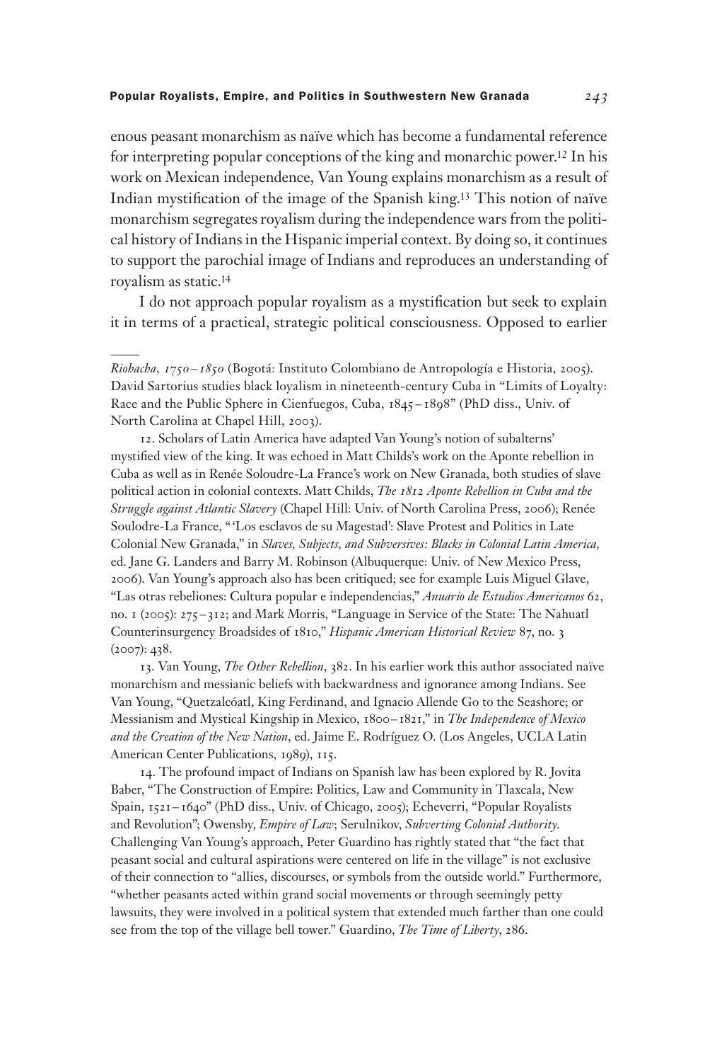enous peasant monarchism as naïve which has become a fundamental reference for interpreting popular conceptions of the king and monarchic power.[12] In his work on Mexican independence, Van Young explains monarchism as a result of Indian mystification of the image of the Spanish king.[13] This notion of naïve monarchism segregates royalism during the independence wars from the political history of Indians in the Hispanic imperial context. By doing so, it continues to support the parochial image of Indians and reproduces an understanding of royalism as static.[14]

I do not approach popular royalism as a mystification but seek to explain it in terms of a practical, strategic political consciousness. Opposed to earlier

---

*Riohacha, 1750–1850* (Bogotá: Instituto Colombiano de Antropología e Historia, 2005). David Sartorius studies black loyalism in nineteenth-century Cuba in "Limits of Loyalty: Race and the Public Sphere in Cienfuegos, Cuba, 1845–1898" (PhD diss., Univ. of North Carolina at Chapel Hill, 2003).

12. Scholars of Latin America have adapted Van Young's notion of subalterns' mystified view of the king. It was echoed in Matt Childs's work on the Aponte rebellion in Cuba as well as in Renée Soloudre-La France's work on New Granada, both studies of slave political action in colonial contexts. Matt Childs, *The 1812 Aponte Rebellion in Cuba and the Struggle against Atlantic Slavery* (Chapel Hill: Univ. of North Carolina Press, 2006); Renée Soulodre-La France, "'Los esclavos de su Magestad': Slave Protest and Politics in Late Colonial New Granada," in *Slaves, Subjects, and Subversives: Blacks in Colonial Latin America*, ed. Jane G. Landers and Barry M. Robinson (Albuquerque: Univ. of New Mexico Press, 2006). Van Young's approach also has been critiqued; see for example Luis Miguel Glave, "Las otras rebeliones: Cultura popular e independencias," *Anuario de Estudios Americanos* 62, no. 1 (2005): 275–312; and Mark Morris, "Language in Service of the State: The Nahuatl Counterinsurgency Broadsides of 1810," *Hispanic American Historical Review* 87, no. 3 (2007): 438.

13. Van Young, *The Other Rebellion*, 382. In his earlier work this author associated naïve monarchism and messianic beliefs with backwardness and ignorance among Indians. See Van Young, "Quetzalcóatl, King Ferdinand, and Ignacio Allende Go to the Seashore; or Messianism and Mystical Kingship in Mexico, 1800–1821," in *The Independence of Mexico and the Creation of the New Nation*, ed. Jaime E. Rodríguez O. (Los Angeles, UCLA Latin American Center Publications, 1989), 115.

14. The profound impact of Indians on Spanish law has been explored by R. Jovita Baber, "The Construction of Empire: Politics, Law and Community in Tlaxcala, New Spain, 1521–1640" (PhD diss., Univ. of Chicago, 2005); Echeverri, "Popular Royalists and Revolution"; Owensby, *Empire of Law*; Serulnikov, *Subverting Colonial Authority*. Challenging Van Young's approach, Peter Guardino has rightly stated that "the fact that peasant social and cultural aspirations were centered on life in the village" is not exclusive of their connection to "allies, discourses, or symbols from the outside world." Furthermore, "whether peasants acted within grand social movements or through seemingly petty lawsuits, they were involved in a political system that extended much farther than one could see from the top of the village bell tower." Guardino, *The Time of Liberty*, 286.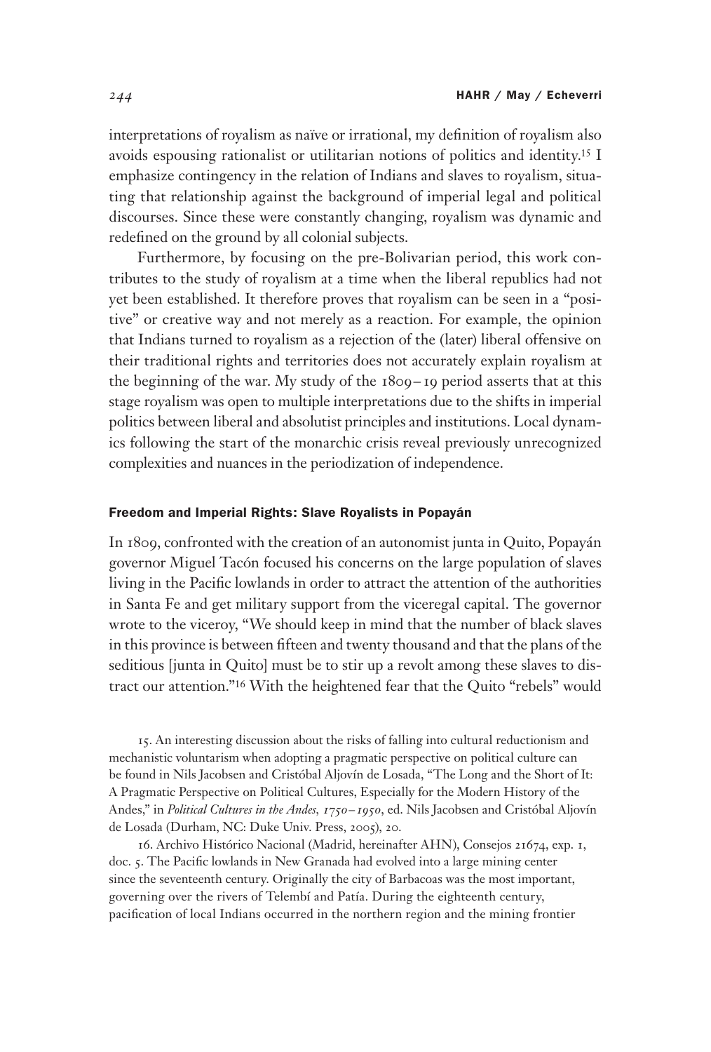interpretations of royalism as naïve or irrational, my definition of royalism also avoids espousing rationalist or utilitarian notions of politics and identity.[15] I emphasize contingency in the relation of Indians and slaves to royalism, situating that relationship against the background of imperial legal and political discourses. Since these were constantly changing, royalism was dynamic and redefined on the ground by all colonial subjects.

Furthermore, by focusing on the pre-Bolivarian period, this work contributes to the study of royalism at a time when the liberal republics had not yet been established. It therefore proves that royalism can be seen in a "positive" or creative way and not merely as a reaction. For example, the opinion that Indians turned to royalism as a rejection of the (later) liberal offensive on their traditional rights and territories does not accurately explain royalism at the beginning of the war. My study of the 1809–19 period asserts that at this stage royalism was open to multiple interpretations due to the shifts in imperial politics between liberal and absolutist principles and institutions. Local dynamics following the start of the monarchic crisis reveal previously unrecognized complexities and nuances in the periodization of independence.

## Freedom and Imperial Rights: Slave Royalists in Popayán

In 1809, confronted with the creation of an autonomist junta in Quito, Popayán governor Miguel Tacón focused his concerns on the large population of slaves living in the Pacific lowlands in order to attract the attention of the authorities in Santa Fe and get military support from the viceregal capital. The governor wrote to the viceroy, "We should keep in mind that the number of black slaves in this province is between fifteen and twenty thousand and that the plans of the seditious [junta in Quito] must be to stir up a revolt among these slaves to distract our attention."[16] With the heightened fear that the Quito "rebels" would

15. An interesting discussion about the risks of falling into cultural reductionism and mechanistic voluntarism when adopting a pragmatic perspective on political culture can be found in Nils Jacobsen and Cristóbal Aljovín de Losada, "The Long and the Short of It: A Pragmatic Perspective on Political Cultures, Especially for the Modern History of the Andes," in *Political Cultures in the Andes, 1750–1950*, ed. Nils Jacobsen and Cristóbal Aljovín de Losada (Durham, NC: Duke Univ. Press, 2005), 20.

16. Archivo Histórico Nacional (Madrid, hereinafter AHN), Consejos 21674, exp. 1, doc. 5. The Pacific lowlands in New Granada had evolved into a large mining center since the seventeenth century. Originally the city of Barbacoas was the most important, governing over the rivers of Telembí and Patía. During the eighteenth century, pacification of local Indians occurred in the northern region and the mining frontier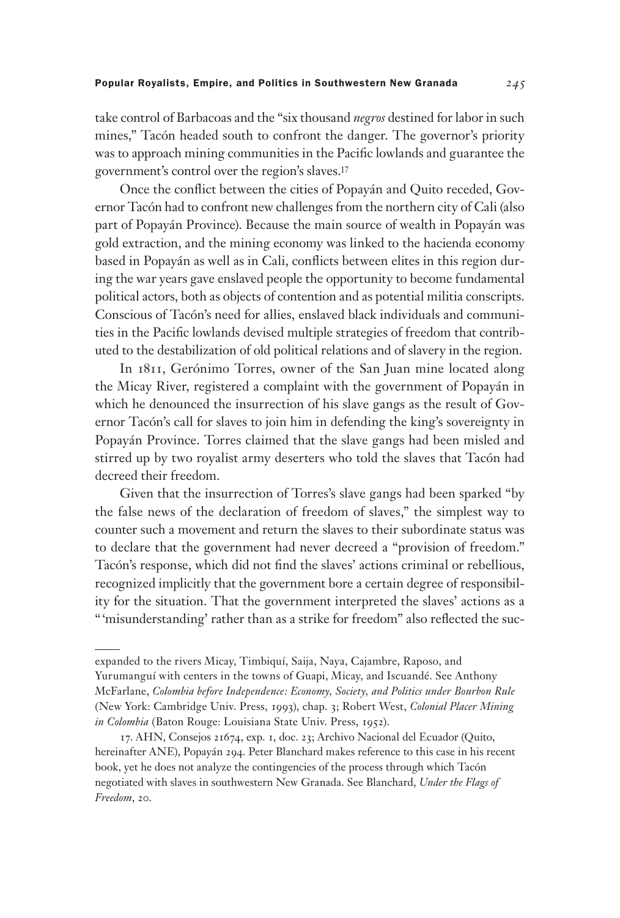take control of Barbacoas and the "six thousand *negros* destined for labor in such mines," Tacón headed south to confront the danger. The governor's priority was to approach mining communities in the Pacific lowlands and guarantee the government's control over the region's slaves.[17]

Once the conflict between the cities of Popayán and Quito receded, Governor Tacón had to confront new challenges from the northern city of Cali (also part of Popayán Province). Because the main source of wealth in Popayán was gold extraction, and the mining economy was linked to the hacienda economy based in Popayán as well as in Cali, conflicts between elites in this region during the war years gave enslaved people the opportunity to become fundamental political actors, both as objects of contention and as potential militia conscripts. Conscious of Tacón's need for allies, enslaved black individuals and communities in the Pacific lowlands devised multiple strategies of freedom that contributed to the destabilization of old political relations and of slavery in the region.

In 1811, Gerónimo Torres, owner of the San Juan mine located along the Micay River, registered a complaint with the government of Popayán in which he denounced the insurrection of his slave gangs as the result of Governor Tacón's call for slaves to join him in defending the king's sovereignty in Popayán Province. Torres claimed that the slave gangs had been misled and stirred up by two royalist army deserters who told the slaves that Tacón had decreed their freedom.

Given that the insurrection of Torres's slave gangs had been sparked "by the false news of the declaration of freedom of slaves," the simplest way to counter such a movement and return the slaves to their subordinate status was to declare that the government had never decreed a "provision of freedom." Tacón's response, which did not find the slaves' actions criminal or rebellious, recognized implicitly that the government bore a certain degree of responsibility for the situation. That the government interpreted the slaves' actions as a "'misunderstanding' rather than as a strike for freedom" also reflected the suc-

---

expanded to the rivers Micay, Timbiquí, Saija, Naya, Cajambre, Raposo, and Yurumanguí with centers in the towns of Guapi, Micay, and Iscuandé. See Anthony McFarlane, *Colombia before Independence: Economy, Society, and Politics under Bourbon Rule* (New York: Cambridge Univ. Press, 1993), chap. 3; Robert West, *Colonial Placer Mining in Colombia* (Baton Rouge: Louisiana State Univ. Press, 1952).

17. AHN, Consejos 21674, exp. 1, doc. 23; Archivo Nacional del Ecuador (Quito, hereinafter ANE), Popayán 294. Peter Blanchard makes reference to this case in his recent book, yet he does not analyze the contingencies of the process through which Tacón negotiated with slaves in southwestern New Granada. See Blanchard, *Under the Flags of Freedom*, 20.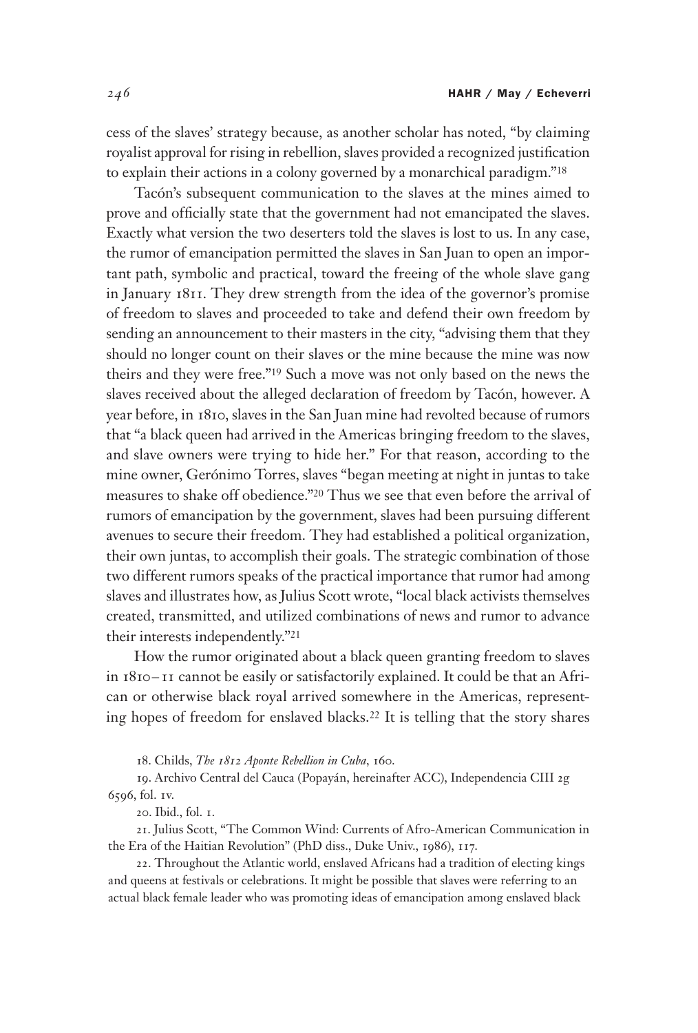cess of the slaves' strategy because, as another scholar has noted, "by claiming royalist approval for rising in rebellion, slaves provided a recognized justification to explain their actions in a colony governed by a monarchical paradigm."[18]

Tacón's subsequent communication to the slaves at the mines aimed to prove and officially state that the government had not emancipated the slaves. Exactly what version the two deserters told the slaves is lost to us. In any case, the rumor of emancipation permitted the slaves in San Juan to open an important path, symbolic and practical, toward the freeing of the whole slave gang in January 1811. They drew strength from the idea of the governor's promise of freedom to slaves and proceeded to take and defend their own freedom by sending an announcement to their masters in the city, "advising them that they should no longer count on their slaves or the mine because the mine was now theirs and they were free."[19] Such a move was not only based on the news the slaves received about the alleged declaration of freedom by Tacón, however. A year before, in 1810, slaves in the San Juan mine had revolted because of rumors that "a black queen had arrived in the Americas bringing freedom to the slaves, and slave owners were trying to hide her." For that reason, according to the mine owner, Gerónimo Torres, slaves "began meeting at night in juntas to take measures to shake off obedience."[20] Thus we see that even before the arrival of rumors of emancipation by the government, slaves had been pursuing different avenues to secure their freedom. They had established a political organization, their own juntas, to accomplish their goals. The strategic combination of those two different rumors speaks of the practical importance that rumor had among slaves and illustrates how, as Julius Scott wrote, "local black activists themselves created, transmitted, and utilized combinations of news and rumor to advance their interests independently."[21]

How the rumor originated about a black queen granting freedom to slaves in 1810–11 cannot be easily or satisfactorily explained. It could be that an African or otherwise black royal arrived somewhere in the Americas, representing hopes of freedom for enslaved blacks.[22] It is telling that the story shares

18. Childs, *The 1812 Aponte Rebellion in Cuba*, 160.

19. Archivo Central del Cauca (Popayán, hereinafter ACC), Independencia CIII 2g 6596, fol. 1v.

20. Ibid., fol. 1.

21. Julius Scott, "The Common Wind: Currents of Afro-American Communication in the Era of the Haitian Revolution" (PhD diss., Duke Univ., 1986), 117.

22. Throughout the Atlantic world, enslaved Africans had a tradition of electing kings and queens at festivals or celebrations. It might be possible that slaves were referring to an actual black female leader who was promoting ideas of emancipation among enslaved black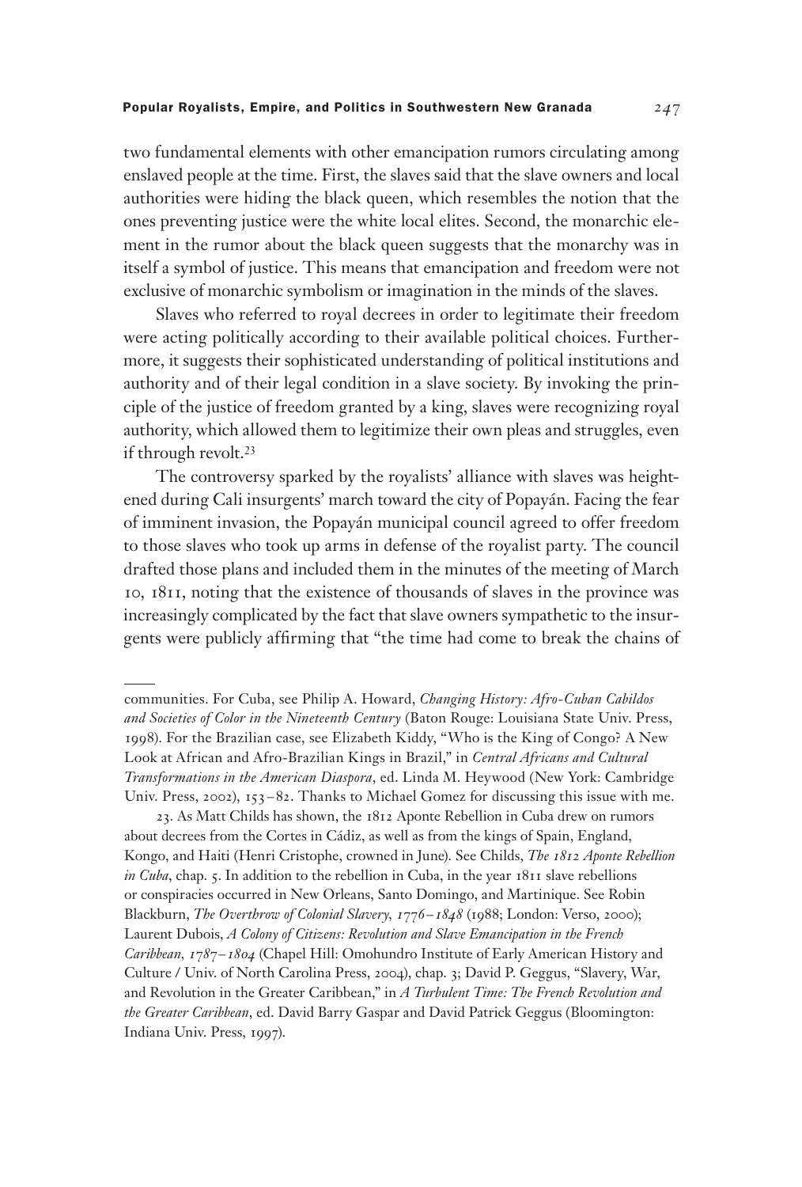two fundamental elements with other emancipation rumors circulating among enslaved people at the time. First, the slaves said that the slave owners and local authorities were hiding the black queen, which resembles the notion that the ones preventing justice were the white local elites. Second, the monarchic element in the rumor about the black queen suggests that the monarchy was in itself a symbol of justice. This means that emancipation and freedom were not exclusive of monarchic symbolism or imagination in the minds of the slaves.

Slaves who referred to royal decrees in order to legitimate their freedom were acting politically according to their available political choices. Furthermore, it suggests their sophisticated understanding of political institutions and authority and of their legal condition in a slave society. By invoking the principle of the justice of freedom granted by a king, slaves were recognizing royal authority, which allowed them to legitimize their own pleas and struggles, even if through revolt.[23]

The controversy sparked by the royalists' alliance with slaves was heightened during Cali insurgents' march toward the city of Popayán. Facing the fear of imminent invasion, the Popayán municipal council agreed to offer freedom to those slaves who took up arms in defense of the royalist party. The council drafted those plans and included them in the minutes of the meeting of March 10, 1811, noting that the existence of thousands of slaves in the province was increasingly complicated by the fact that slave owners sympathetic to the insurgents were publicly affirming that "the time had come to break the chains of

---

communities. For Cuba, see Philip A. Howard, *Changing History: Afro-Cuban Cabildos and Societies of Color in the Nineteenth Century* (Baton Rouge: Louisiana State Univ. Press, 1998). For the Brazilian case, see Elizabeth Kiddy, "Who is the King of Congo? A New Look at African and Afro-Brazilian Kings in Brazil," in *Central Africans and Cultural Transformations in the American Diaspora*, ed. Linda M. Heywood (New York: Cambridge Univ. Press, 2002), 153–82. Thanks to Michael Gomez for discussing this issue with me.

23. As Matt Childs has shown, the 1812 Aponte Rebellion in Cuba drew on rumors about decrees from the Cortes in Cádiz, as well as from the kings of Spain, England, Kongo, and Haiti (Henri Cristophe, crowned in June). See Childs, *The 1812 Aponte Rebellion in Cuba*, chap. 5. In addition to the rebellion in Cuba, in the year 1811 slave rebellions or conspiracies occurred in New Orleans, Santo Domingo, and Martinique. See Robin Blackburn, *The Overthrow of Colonial Slavery, 1776–1848* (1988; London: Verso, 2000); Laurent Dubois, *A Colony of Citizens: Revolution and Slave Emancipation in the French Caribbean, 1787–1804* (Chapel Hill: Omohundro Institute of Early American History and Culture / Univ. of North Carolina Press, 2004), chap. 3; David P. Geggus, "Slavery, War, and Revolution in the Greater Caribbean," in *A Turbulent Time: The French Revolution and the Greater Caribbean*, ed. David Barry Gaspar and David Patrick Geggus (Bloomington: Indiana Univ. Press, 1997).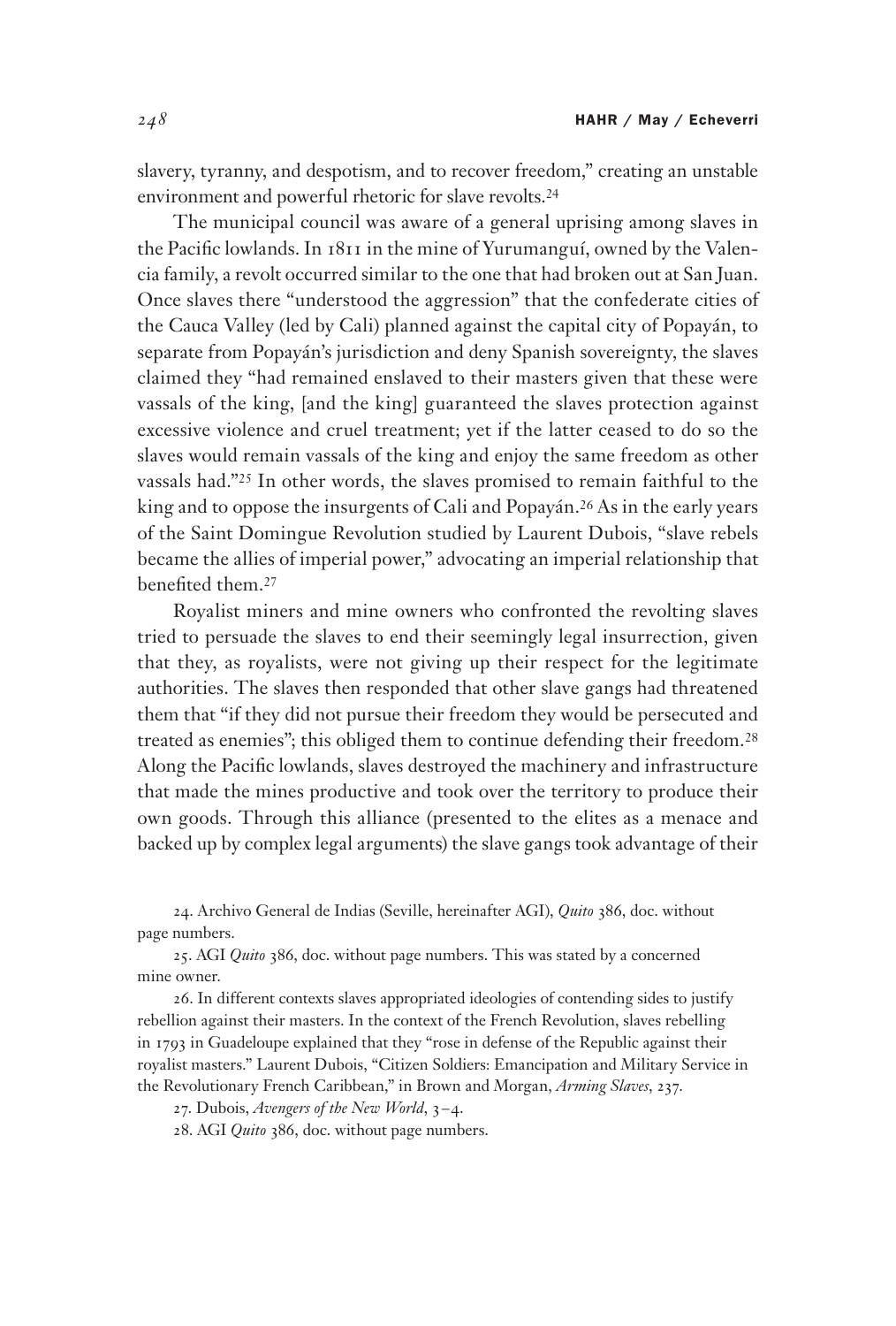slavery, tyranny, and despotism, and to recover freedom," creating an unstable environment and powerful rhetoric for slave revolts.[24]

The municipal council was aware of a general uprising among slaves in the Pacific lowlands. In 1811 in the mine of Yurumanguí, owned by the Valencia family, a revolt occurred similar to the one that had broken out at San Juan. Once slaves there "understood the aggression" that the confederate cities of the Cauca Valley (led by Cali) planned against the capital city of Popayán, to separate from Popayán's jurisdiction and deny Spanish sovereignty, the slaves claimed they "had remained enslaved to their masters given that these were vassals of the king, [and the king] guaranteed the slaves protection against excessive violence and cruel treatment; yet if the latter ceased to do so the slaves would remain vassals of the king and enjoy the same freedom as other vassals had."[25] In other words, the slaves promised to remain faithful to the king and to oppose the insurgents of Cali and Popayán.[26] As in the early years of the Saint Domingue Revolution studied by Laurent Dubois, "slave rebels became the allies of imperial power," advocating an imperial relationship that benefited them.[27]

Royalist miners and mine owners who confronted the revolting slaves tried to persuade the slaves to end their seemingly legal insurrection, given that they, as royalists, were not giving up their respect for the legitimate authorities. The slaves then responded that other slave gangs had threatened them that "if they did not pursue their freedom they would be persecuted and treated as enemies"; this obliged them to continue defending their freedom.[28] Along the Pacific lowlands, slaves destroyed the machinery and infrastructure that made the mines productive and took over the territory to produce their own goods. Through this alliance (presented to the elites as a menace and backed up by complex legal arguments) the slave gangs took advantage of their

24. Archivo General de Indias (Seville, hereinafter AGI), *Quito* 386, doc. without page numbers.

25. AGI *Quito* 386, doc. without page numbers. This was stated by a concerned mine owner.

26. In different contexts slaves appropriated ideologies of contending sides to justify rebellion against their masters. In the context of the French Revolution, slaves rebelling in 1793 in Guadeloupe explained that they "rose in defense of the Republic against their royalist masters." Laurent Dubois, "Citizen Soldiers: Emancipation and Military Service in the Revolutionary French Caribbean," in Brown and Morgan, *Arming Slaves*, 237.

27. Dubois, *Avengers of the New World*, 3–4.

28. AGI *Quito* 386, doc. without page numbers.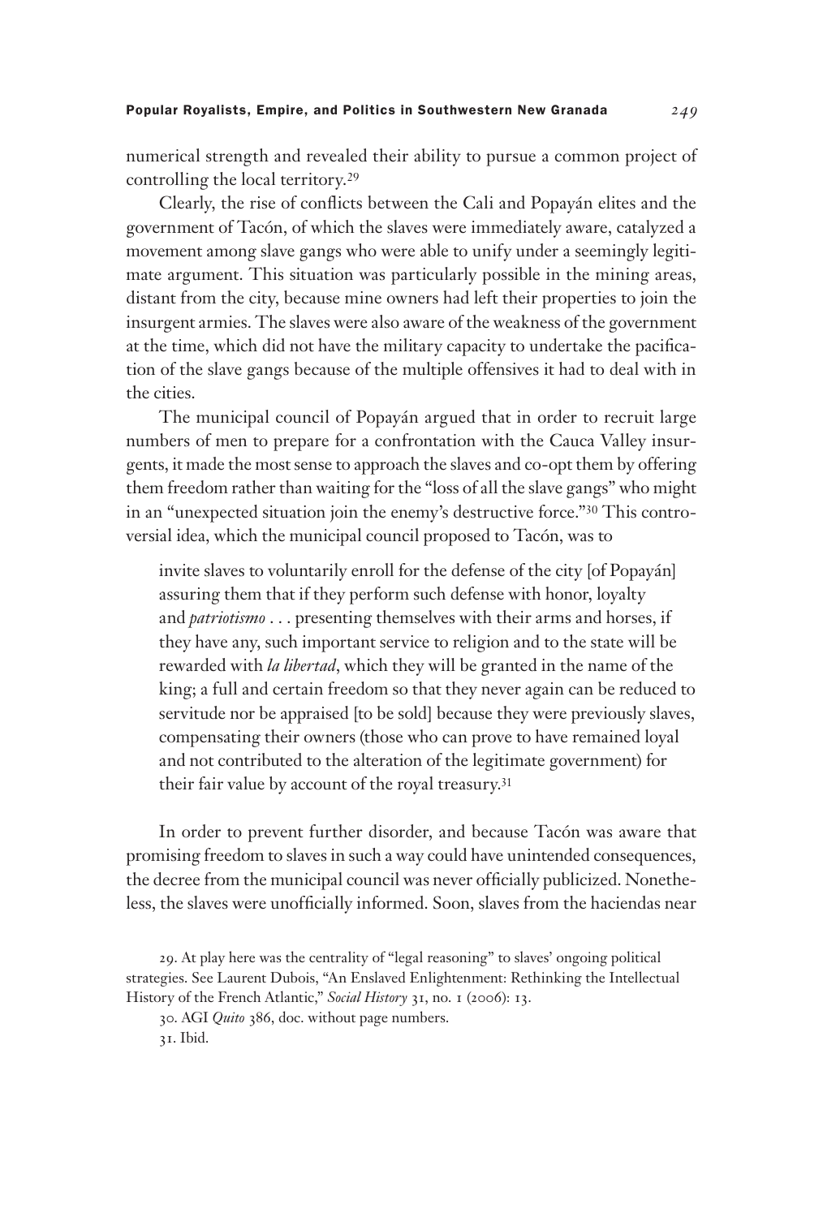numerical strength and revealed their ability to pursue a common project of controlling the local territory.[29]

Clearly, the rise of conflicts between the Cali and Popayán elites and the government of Tacón, of which the slaves were immediately aware, catalyzed a movement among slave gangs who were able to unify under a seemingly legitimate argument. This situation was particularly possible in the mining areas, distant from the city, because mine owners had left their properties to join the insurgent armies. The slaves were also aware of the weakness of the government at the time, which did not have the military capacity to undertake the pacification of the slave gangs because of the multiple offensives it had to deal with in the cities.

The municipal council of Popayán argued that in order to recruit large numbers of men to prepare for a confrontation with the Cauca Valley insurgents, it made the most sense to approach the slaves and co-opt them by offering them freedom rather than waiting for the "loss of all the slave gangs" who might in an "unexpected situation join the enemy's destructive force."[30] This controversial idea, which the municipal council proposed to Tacón, was to

> invite slaves to voluntarily enroll for the defense of the city [of Popayán] assuring them that if they perform such defense with honor, loyalty and *patriotismo* . . . presenting themselves with their arms and horses, if they have any, such important service to religion and to the state will be rewarded with *la libertad*, which they will be granted in the name of the king; a full and certain freedom so that they never again can be reduced to servitude nor be appraised [to be sold] because they were previously slaves, compensating their owners (those who can prove to have remained loyal and not contributed to the alteration of the legitimate government) for their fair value by account of the royal treasury.[31]

In order to prevent further disorder, and because Tacón was aware that promising freedom to slaves in such a way could have unintended consequences, the decree from the municipal council was never officially publicized. Nonetheless, the slaves were unofficially informed. Soon, slaves from the haciendas near

29. At play here was the centrality of "legal reasoning" to slaves' ongoing political strategies. See Laurent Dubois, "An Enslaved Enlightenment: Rethinking the Intellectual History of the French Atlantic," *Social History* 31, no. 1 (2006): 13.

30. AGI *Quito* 386, doc. without page numbers.

31. Ibid.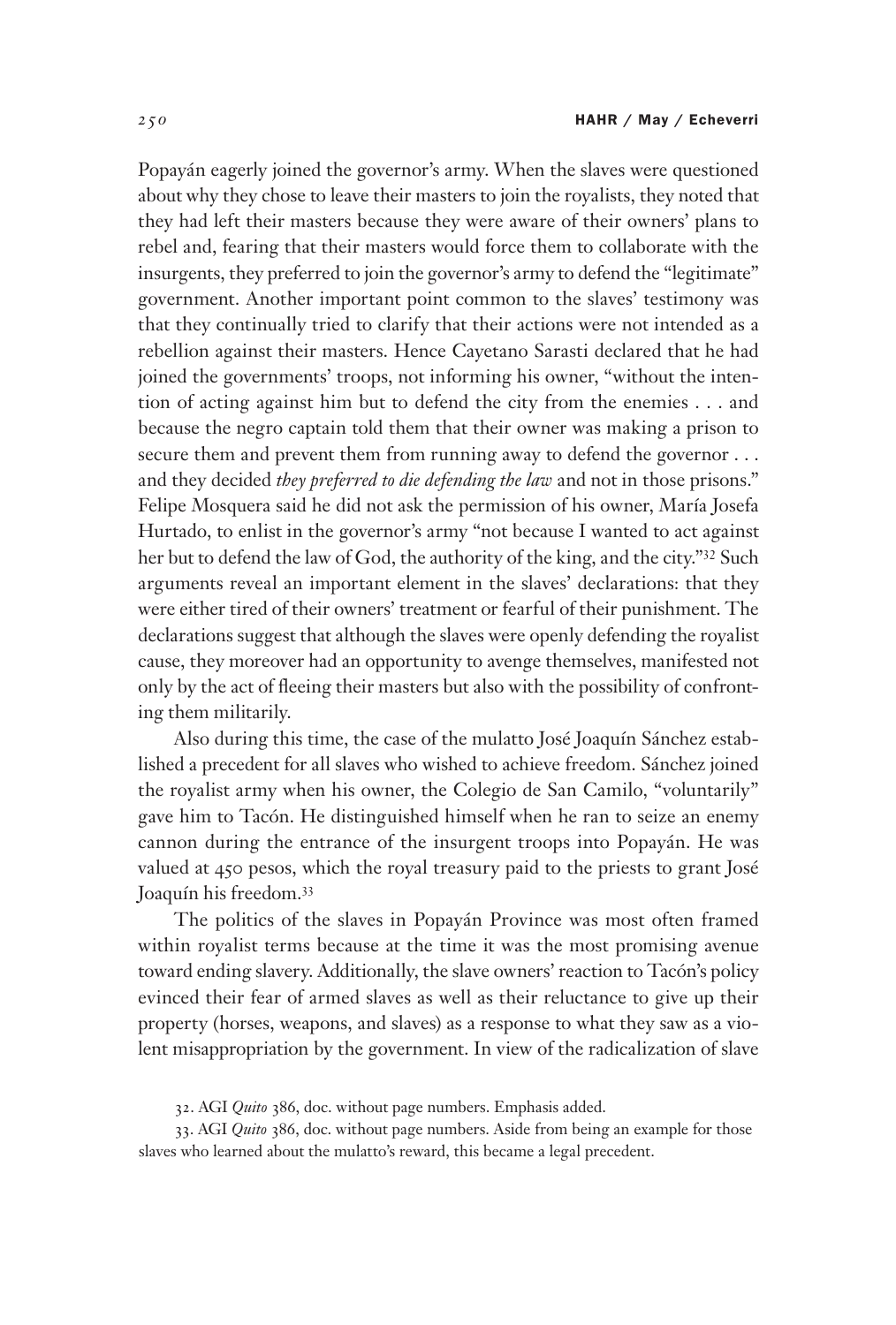Popayán eagerly joined the governor's army. When the slaves were questioned about why they chose to leave their masters to join the royalists, they noted that they had left their masters because they were aware of their owners' plans to rebel and, fearing that their masters would force them to collaborate with the insurgents, they preferred to join the governor's army to defend the "legitimate" government. Another important point common to the slaves' testimony was that they continually tried to clarify that their actions were not intended as a rebellion against their masters. Hence Cayetano Sarasti declared that he had joined the governments' troops, not informing his owner, "without the intention of acting against him but to defend the city from the enemies . . . and because the negro captain told them that their owner was making a prison to secure them and prevent them from running away to defend the governor . . . and they decided *they preferred to die defending the law* and not in those prisons." Felipe Mosquera said he did not ask the permission of his owner, María Josefa Hurtado, to enlist in the governor's army "not because I wanted to act against her but to defend the law of God, the authority of the king, and the city."[32] Such arguments reveal an important element in the slaves' declarations: that they were either tired of their owners' treatment or fearful of their punishment. The declarations suggest that although the slaves were openly defending the royalist cause, they moreover had an opportunity to avenge themselves, manifested not only by the act of fleeing their masters but also with the possibility of confronting them militarily.

Also during this time, the case of the mulatto José Joaquín Sánchez established a precedent for all slaves who wished to achieve freedom. Sánchez joined the royalist army when his owner, the Colegio de San Camilo, "voluntarily" gave him to Tacón. He distinguished himself when he ran to seize an enemy cannon during the entrance of the insurgent troops into Popayán. He was valued at 450 pesos, which the royal treasury paid to the priests to grant José Joaquín his freedom.[33]

The politics of the slaves in Popayán Province was most often framed within royalist terms because at the time it was the most promising avenue toward ending slavery. Additionally, the slave owners' reaction to Tacón's policy evinced their fear of armed slaves as well as their reluctance to give up their property (horses, weapons, and slaves) as a response to what they saw as a violent misappropriation by the government. In view of the radicalization of slave

32. AGI *Quito* 386, doc. without page numbers. Emphasis added.

33. AGI *Quito* 386, doc. without page numbers. Aside from being an example for those slaves who learned about the mulatto's reward, this became a legal precedent.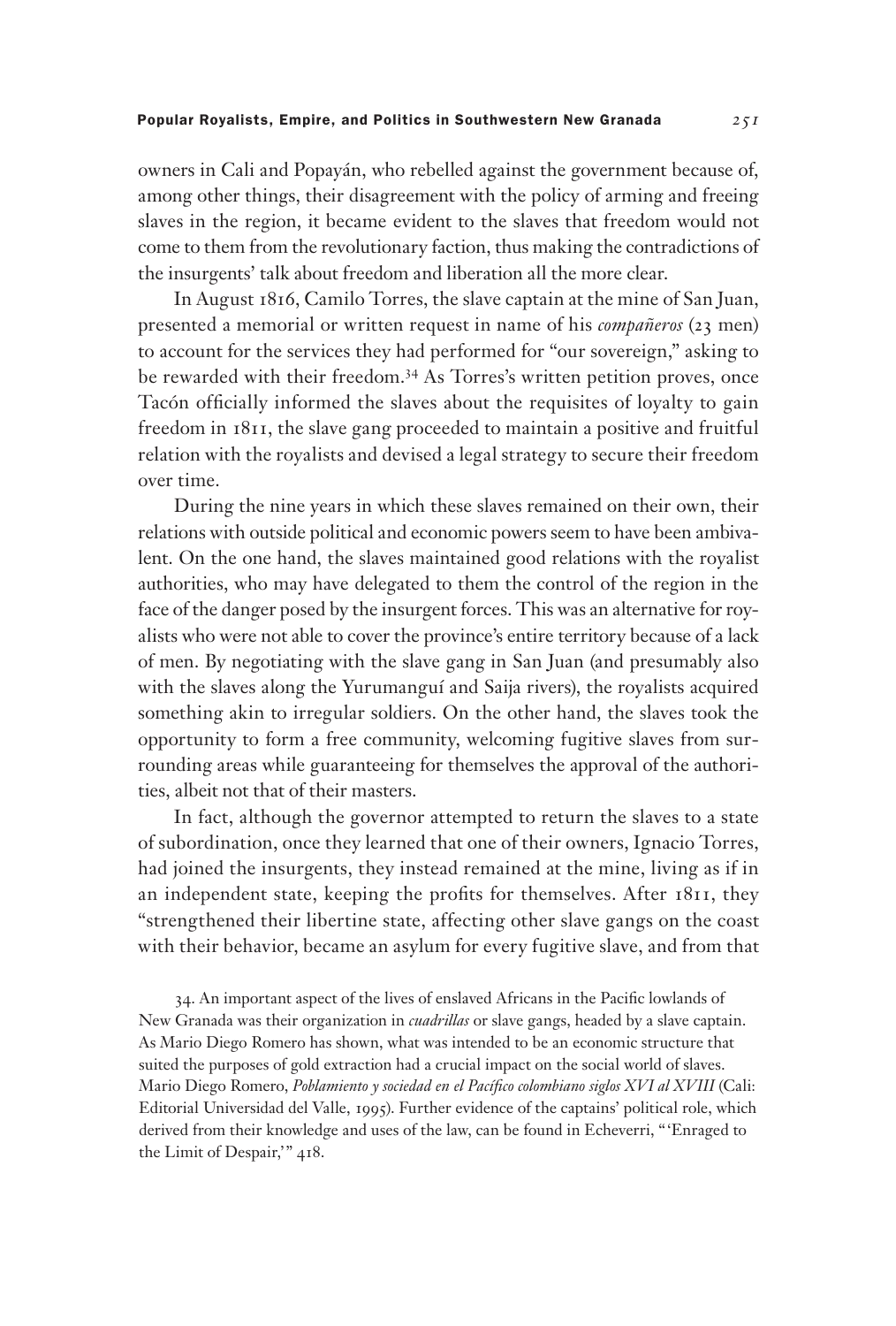owners in Cali and Popayán, who rebelled against the government because of, among other things, their disagreement with the policy of arming and freeing slaves in the region, it became evident to the slaves that freedom would not come to them from the revolutionary faction, thus making the contradictions of the insurgents' talk about freedom and liberation all the more clear.

In August 1816, Camilo Torres, the slave captain at the mine of San Juan, presented a memorial or written request in name of his *compañeros* (23 men) to account for the services they had performed for "our sovereign," asking to be rewarded with their freedom.[34] As Torres's written petition proves, once Tacón officially informed the slaves about the requisites of loyalty to gain freedom in 1811, the slave gang proceeded to maintain a positive and fruitful relation with the royalists and devised a legal strategy to secure their freedom over time.

During the nine years in which these slaves remained on their own, their relations with outside political and economic powers seem to have been ambivalent. On the one hand, the slaves maintained good relations with the royalist authorities, who may have delegated to them the control of the region in the face of the danger posed by the insurgent forces. This was an alternative for royalists who were not able to cover the province's entire territory because of a lack of men. By negotiating with the slave gang in San Juan (and presumably also with the slaves along the Yurumanguí and Saija rivers), the royalists acquired something akin to irregular soldiers. On the other hand, the slaves took the opportunity to form a free community, welcoming fugitive slaves from surrounding areas while guaranteeing for themselves the approval of the authorities, albeit not that of their masters.

In fact, although the governor attempted to return the slaves to a state of subordination, once they learned that one of their owners, Ignacio Torres, had joined the insurgents, they instead remained at the mine, living as if in an independent state, keeping the profits for themselves. After 1811, they "strengthened their libertine state, affecting other slave gangs on the coast with their behavior, became an asylum for every fugitive slave, and from that

34. An important aspect of the lives of enslaved Africans in the Pacific lowlands of New Granada was their organization in *cuadrillas* or slave gangs, headed by a slave captain. As Mario Diego Romero has shown, what was intended to be an economic structure that suited the purposes of gold extraction had a crucial impact on the social world of slaves. Mario Diego Romero, *Poblamiento y sociedad en el Pacífico colombiano siglos XVI al XVIII* (Cali: Editorial Universidad del Valle, 1995). Further evidence of the captains' political role, which derived from their knowledge and uses of the law, can be found in Echeverri, "'Enraged to the Limit of Despair,'" 418.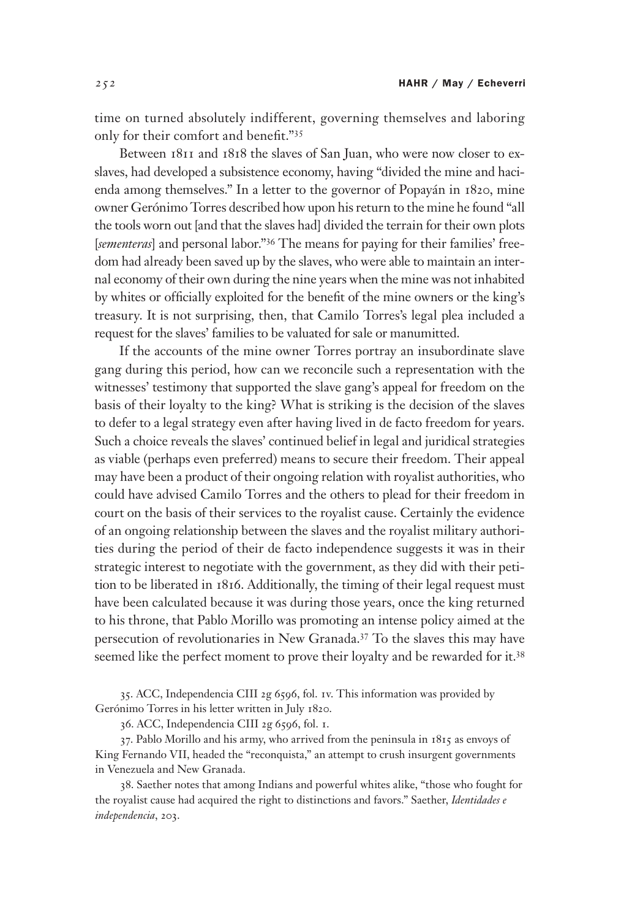time on turned absolutely indifferent, governing themselves and laboring only for their comfort and benefit."[35]

Between 1811 and 1818 the slaves of San Juan, who were now closer to ex-slaves, had developed a subsistence economy, having "divided the mine and hacienda among themselves." In a letter to the governor of Popayán in 1820, mine owner Gerónimo Torres described how upon his return to the mine he found "all the tools worn out [and that the slaves had] divided the terrain for their own plots [*sementeras*] and personal labor."[36] The means for paying for their families' freedom had already been saved up by the slaves, who were able to maintain an internal economy of their own during the nine years when the mine was not inhabited by whites or officially exploited for the benefit of the mine owners or the king's treasury. It is not surprising, then, that Camilo Torres's legal plea included a request for the slaves' families to be valuated for sale or manumitted.

If the accounts of the mine owner Torres portray an insubordinate slave gang during this period, how can we reconcile such a representation with the witnesses' testimony that supported the slave gang's appeal for freedom on the basis of their loyalty to the king? What is striking is the decision of the slaves to defer to a legal strategy even after having lived in de facto freedom for years. Such a choice reveals the slaves' continued belief in legal and juridical strategies as viable (perhaps even preferred) means to secure their freedom. Their appeal may have been a product of their ongoing relation with royalist authorities, who could have advised Camilo Torres and the others to plead for their freedom in court on the basis of their services to the royalist cause. Certainly the evidence of an ongoing relationship between the slaves and the royalist military authorities during the period of their de facto independence suggests it was in their strategic interest to negotiate with the government, as they did with their petition to be liberated in 1816. Additionally, the timing of their legal request must have been calculated because it was during those years, once the king returned to his throne, that Pablo Morillo was promoting an intense policy aimed at the persecution of revolutionaries in New Granada.[37] To the slaves this may have seemed like the perfect moment to prove their loyalty and be rewarded for it.[38]

35. ACC, Independencia CIII 2g 6596, fol. 1v. This information was provided by Gerónimo Torres in his letter written in July 1820.

36. ACC, Independencia CIII 2g 6596, fol. 1.

37. Pablo Morillo and his army, who arrived from the peninsula in 1815 as envoys of King Fernando VII, headed the "reconquista," an attempt to crush insurgent governments in Venezuela and New Granada.

38. Saether notes that among Indians and powerful whites alike, "those who fought for the royalist cause had acquired the right to distinctions and favors." Saether, *Identidades e independencia*, 203.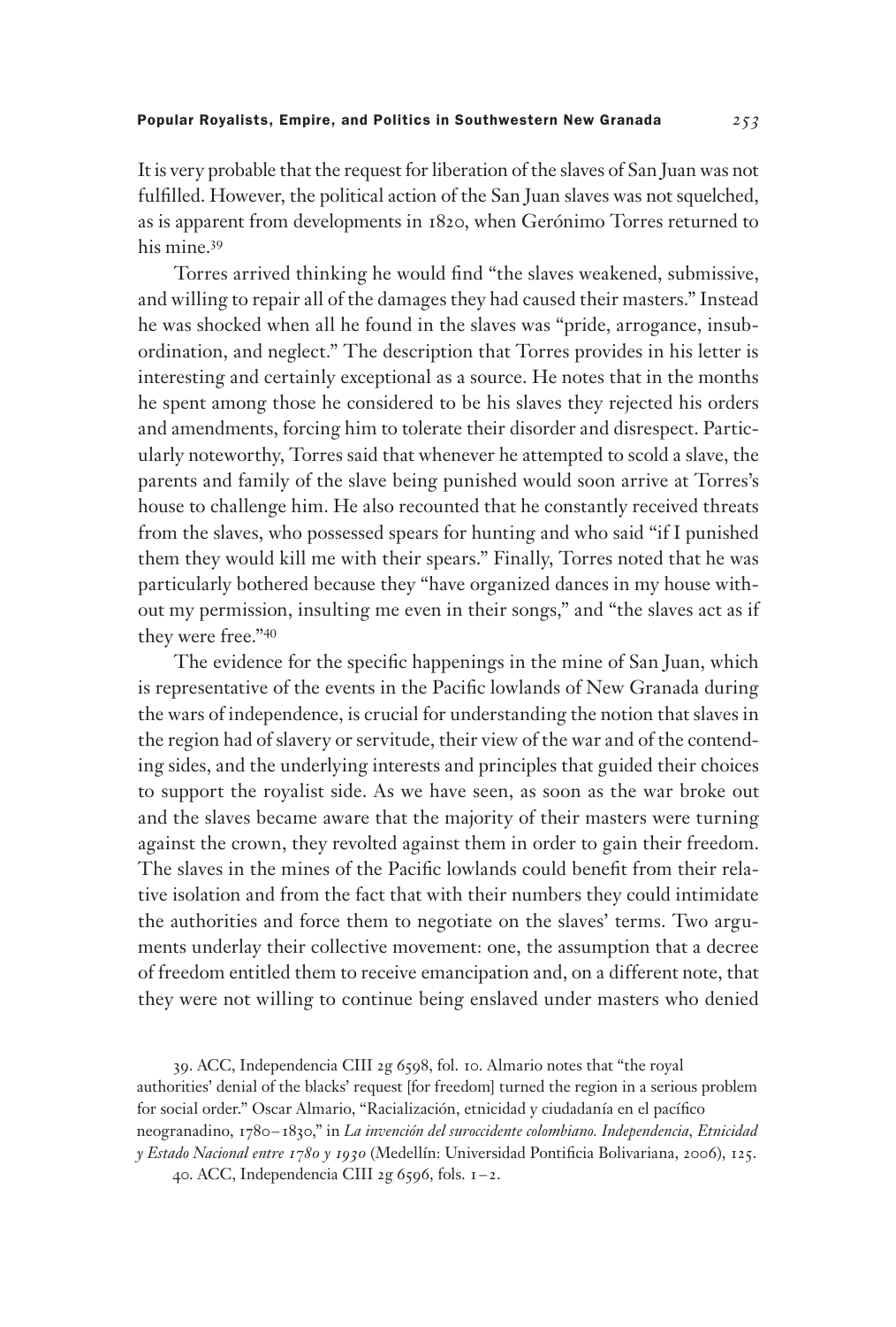It is very probable that the request for liberation of the slaves of San Juan was not fulfilled. However, the political action of the San Juan slaves was not squelched, as is apparent from developments in 1820, when Gerónimo Torres returned to his mine.[39]

Torres arrived thinking he would find "the slaves weakened, submissive, and willing to repair all of the damages they had caused their masters." Instead he was shocked when all he found in the slaves was "pride, arrogance, insubordination, and neglect." The description that Torres provides in his letter is interesting and certainly exceptional as a source. He notes that in the months he spent among those he considered to be his slaves they rejected his orders and amendments, forcing him to tolerate their disorder and disrespect. Particularly noteworthy, Torres said that whenever he attempted to scold a slave, the parents and family of the slave being punished would soon arrive at Torres's house to challenge him. He also recounted that he constantly received threats from the slaves, who possessed spears for hunting and who said "if I punished them they would kill me with their spears." Finally, Torres noted that he was particularly bothered because they "have organized dances in my house without my permission, insulting me even in their songs," and "the slaves act as if they were free."[40]

The evidence for the specific happenings in the mine of San Juan, which is representative of the events in the Pacific lowlands of New Granada during the wars of independence, is crucial for understanding the notion that slaves in the region had of slavery or servitude, their view of the war and of the contending sides, and the underlying interests and principles that guided their choices to support the royalist side. As we have seen, as soon as the war broke out and the slaves became aware that the majority of their masters were turning against the crown, they revolted against them in order to gain their freedom. The slaves in the mines of the Pacific lowlands could benefit from their relative isolation and from the fact that with their numbers they could intimidate the authorities and force them to negotiate on the slaves' terms. Two arguments underlay their collective movement: one, the assumption that a decree of freedom entitled them to receive emancipation and, on a different note, that they were not willing to continue being enslaved under masters who denied

39. ACC, Independencia CIII 2g 6598, fol. 10. Almario notes that "the royal authorities' denial of the blacks' request [for freedom] turned the region in a serious problem for social order." Oscar Almario, "Racialización, etnicidad y ciudadanía en el pacífico neogranadino, 1780–1830," in *La invención del suroccidente colombiano. Independencia, Etnicidad y Estado Nacional entre 1780 y 1930* (Medellín: Universidad Pontificia Bolivariana, 2006), 125.

40. ACC, Independencia CIII 2g 6596, fols. 1–2.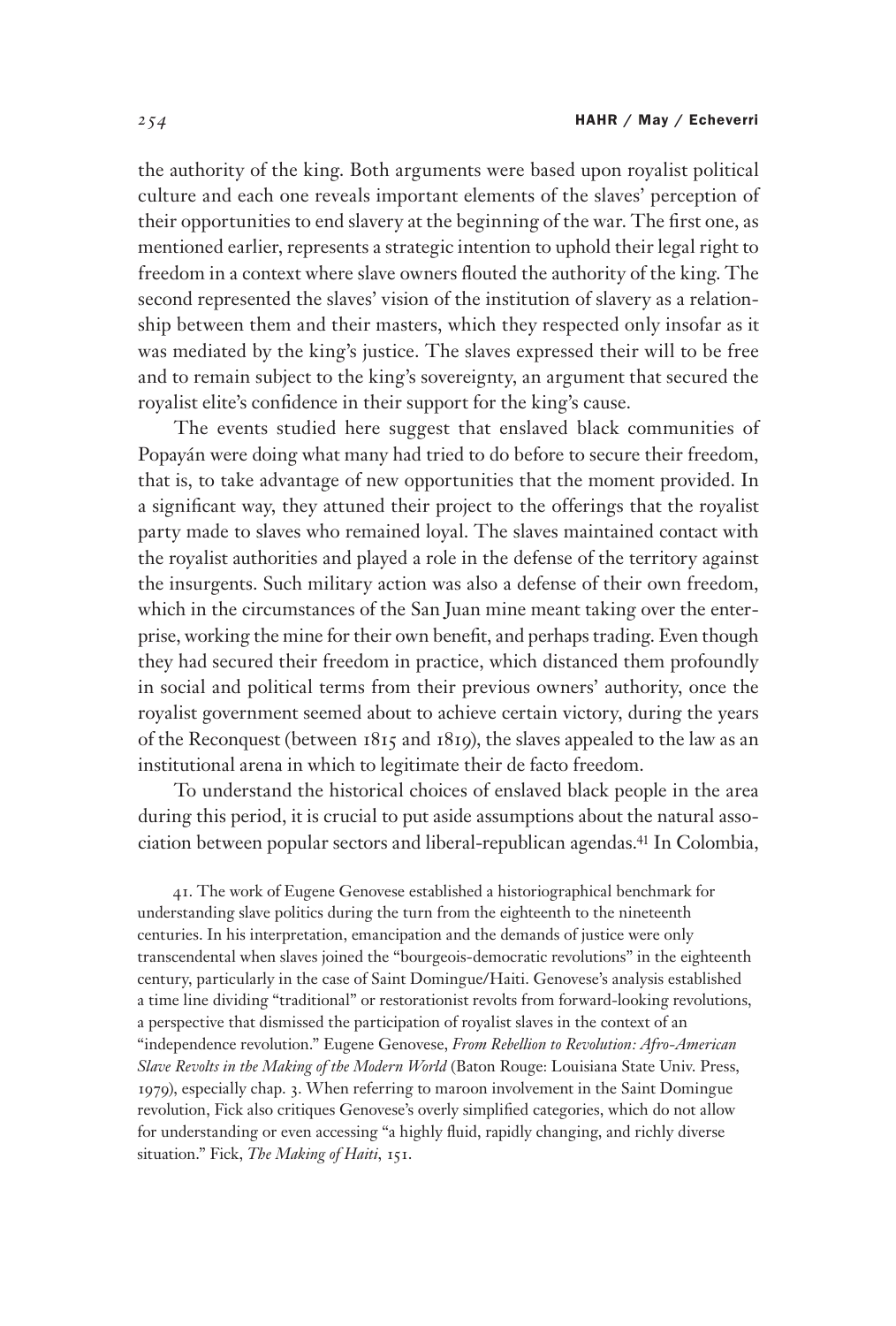the authority of the king. Both arguments were based upon royalist political culture and each one reveals important elements of the slaves' perception of their opportunities to end slavery at the beginning of the war. The first one, as mentioned earlier, represents a strategic intention to uphold their legal right to freedom in a context where slave owners flouted the authority of the king. The second represented the slaves' vision of the institution of slavery as a relationship between them and their masters, which they respected only insofar as it was mediated by the king's justice. The slaves expressed their will to be free and to remain subject to the king's sovereignty, an argument that secured the royalist elite's confidence in their support for the king's cause.

The events studied here suggest that enslaved black communities of Popayán were doing what many had tried to do before to secure their freedom, that is, to take advantage of new opportunities that the moment provided. In a significant way, they attuned their project to the offerings that the royalist party made to slaves who remained loyal. The slaves maintained contact with the royalist authorities and played a role in the defense of the territory against the insurgents. Such military action was also a defense of their own freedom, which in the circumstances of the San Juan mine meant taking over the enterprise, working the mine for their own benefit, and perhaps trading. Even though they had secured their freedom in practice, which distanced them profoundly in social and political terms from their previous owners' authority, once the royalist government seemed about to achieve certain victory, during the years of the Reconquest (between 1815 and 1819), the slaves appealed to the law as an institutional arena in which to legitimate their de facto freedom.

To understand the historical choices of enslaved black people in the area during this period, it is crucial to put aside assumptions about the natural association between popular sectors and liberal-republican agendas.[41] In Colombia,

41. The work of Eugene Genovese established a historiographical benchmark for understanding slave politics during the turn from the eighteenth to the nineteenth centuries. In his interpretation, emancipation and the demands of justice were only transcendental when slaves joined the "bourgeois-democratic revolutions" in the eighteenth century, particularly in the case of Saint Domingue/Haiti. Genovese's analysis established a time line dividing "traditional" or restorationist revolts from forward-looking revolutions, a perspective that dismissed the participation of royalist slaves in the context of an "independence revolution." Eugene Genovese, *From Rebellion to Revolution: Afro-American Slave Revolts in the Making of the Modern World* (Baton Rouge: Louisiana State Univ. Press, 1979), especially chap. 3. When referring to maroon involvement in the Saint Domingue revolution, Fick also critiques Genovese's overly simplified categories, which do not allow for understanding or even accessing "a highly fluid, rapidly changing, and richly diverse situation." Fick, *The Making of Haiti*, 151.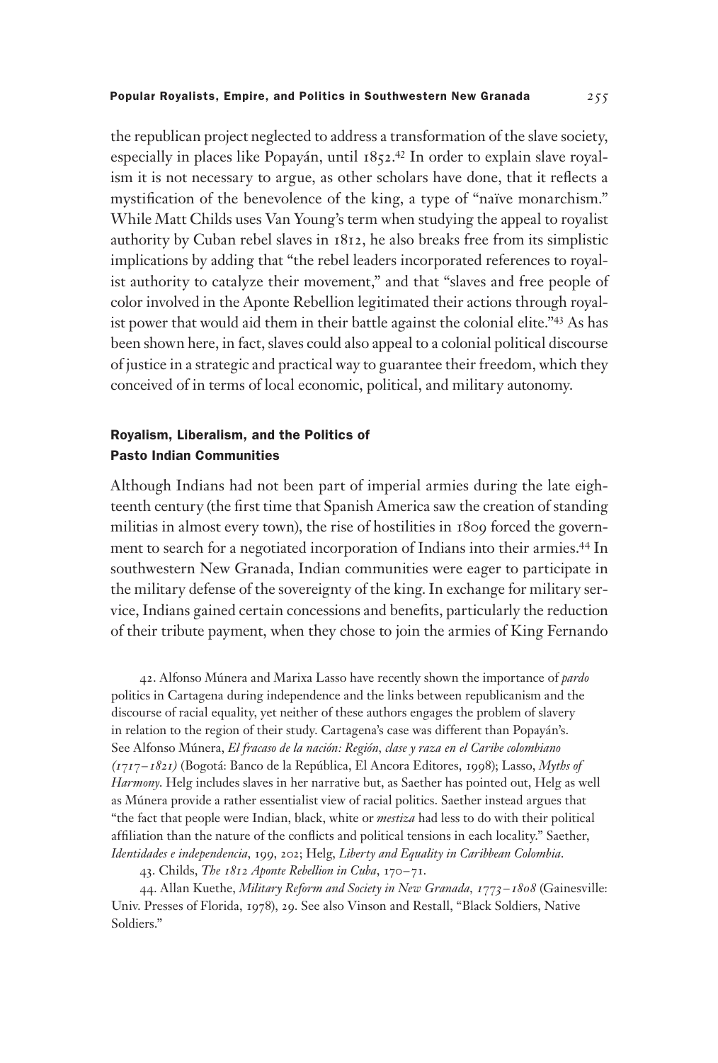the republican project neglected to address a transformation of the slave society, especially in places like Popayán, until 1852.[42] In order to explain slave royalism it is not necessary to argue, as other scholars have done, that it reflects a mystification of the benevolence of the king, a type of "naïve monarchism." While Matt Childs uses Van Young's term when studying the appeal to royalist authority by Cuban rebel slaves in 1812, he also breaks free from its simplistic implications by adding that "the rebel leaders incorporated references to royalist authority to catalyze their movement," and that "slaves and free people of color involved in the Aponte Rebellion legitimated their actions through royalist power that would aid them in their battle against the colonial elite."[43] As has been shown here, in fact, slaves could also appeal to a colonial political discourse of justice in a strategic and practical way to guarantee their freedom, which they conceived of in terms of local economic, political, and military autonomy.

## Royalism, Liberalism, and the Politics of Pasto Indian Communities

Although Indians had not been part of imperial armies during the late eighteenth century (the first time that Spanish America saw the creation of standing militias in almost every town), the rise of hostilities in 1809 forced the government to search for a negotiated incorporation of Indians into their armies.[44] In southwestern New Granada, Indian communities were eager to participate in the military defense of the sovereignty of the king. In exchange for military service, Indians gained certain concessions and benefits, particularly the reduction of their tribute payment, when they chose to join the armies of King Fernando

42. Alfonso Múnera and Marixa Lasso have recently shown the importance of *pardo* politics in Cartagena during independence and the links between republicanism and the discourse of racial equality, yet neither of these authors engages the problem of slavery in relation to the region of their study. Cartagena's case was different than Popayán's. See Alfonso Múnera, *El fracaso de la nación: Región, clase y raza en el Caribe colombiano (1717–1821)* (Bogotá: Banco de la República, El Ancora Editores, 1998); Lasso, *Myths of Harmony*. Helg includes slaves in her narrative but, as Saether has pointed out, Helg as well as Múnera provide a rather essentialist view of racial politics. Saether instead argues that "the fact that people were Indian, black, white or *mestiza* had less to do with their political affiliation than the nature of the conflicts and political tensions in each locality." Saether, *Identidades e independencia*, 199, 202; Helg, *Liberty and Equality in Caribbean Colombia*.

43. Childs, *The 1812 Aponte Rebellion in Cuba*, 170–71.

44. Allan Kuethe, *Military Reform and Society in New Granada, 1773–1808* (Gainesville: Univ. Presses of Florida, 1978), 29. See also Vinson and Restall, "Black Soldiers, Native Soldiers."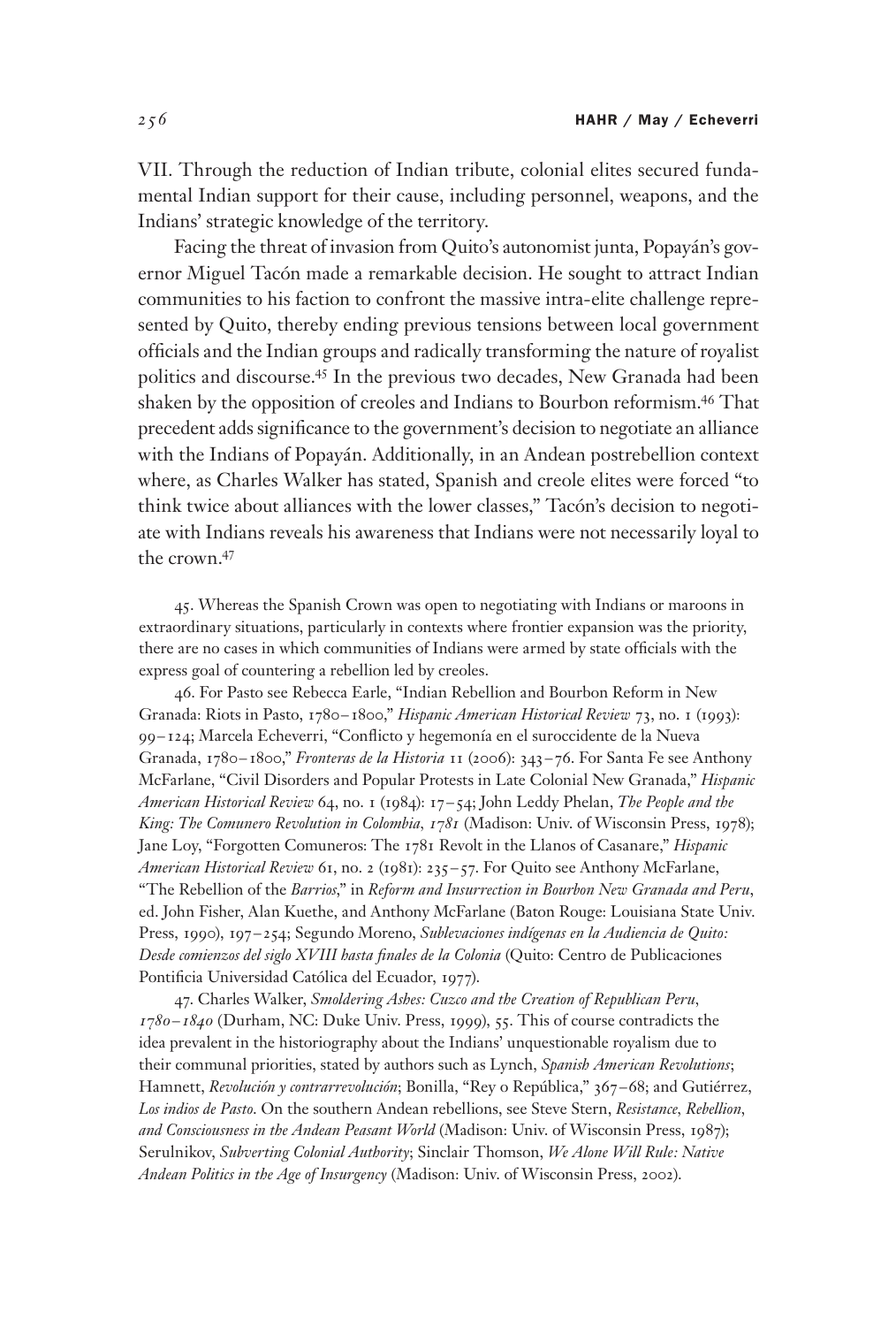VII. Through the reduction of Indian tribute, colonial elites secured fundamental Indian support for their cause, including personnel, weapons, and the Indians' strategic knowledge of the territory.

Facing the threat of invasion from Quito's autonomist junta, Popayán's governor Miguel Tacón made a remarkable decision. He sought to attract Indian communities to his faction to confront the massive intra-elite challenge represented by Quito, thereby ending previous tensions between local government officials and the Indian groups and radically transforming the nature of royalist politics and discourse.[45] In the previous two decades, New Granada had been shaken by the opposition of creoles and Indians to Bourbon reformism.[46] That precedent adds significance to the government's decision to negotiate an alliance with the Indians of Popayán. Additionally, in an Andean postrebellion context where, as Charles Walker has stated, Spanish and creole elites were forced "to think twice about alliances with the lower classes," Tacón's decision to negotiate with Indians reveals his awareness that Indians were not necessarily loyal to the crown.[47]

45. Whereas the Spanish Crown was open to negotiating with Indians or maroons in extraordinary situations, particularly in contexts where frontier expansion was the priority, there are no cases in which communities of Indians were armed by state officials with the express goal of countering a rebellion led by creoles.

46. For Pasto see Rebecca Earle, "Indian Rebellion and Bourbon Reform in New Granada: Riots in Pasto, 1780–1800," *Hispanic American Historical Review* 73, no. 1 (1993): 99–124; Marcela Echeverri, "Conflicto y hegemonía en el suroccidente de la Nueva Granada, 1780–1800," *Fronteras de la Historia* 11 (2006): 343–76. For Santa Fe see Anthony McFarlane, "Civil Disorders and Popular Protests in Late Colonial New Granada," *Hispanic American Historical Review* 64, no. 1 (1984): 17–54; John Leddy Phelan, *The People and the King: The Comunero Revolution in Colombia, 1781* (Madison: Univ. of Wisconsin Press, 1978); Jane Loy, "Forgotten Comuneros: The 1781 Revolt in the Llanos of Casanare," *Hispanic American Historical Review* 61, no. 2 (1981): 235–57. For Quito see Anthony McFarlane, "The Rebellion of the *Barrios*," in *Reform and Insurrection in Bourbon New Granada and Peru*, ed. John Fisher, Alan Kuethe, and Anthony McFarlane (Baton Rouge: Louisiana State Univ. Press, 1990), 197–254; Segundo Moreno, *Sublevaciones indígenas en la Audiencia de Quito: Desde comienzos del siglo XVIII hasta finales de la Colonia* (Quito: Centro de Publicaciones Pontificia Universidad Católica del Ecuador, 1977).

47. Charles Walker, *Smoldering Ashes: Cuzco and the Creation of Republican Peru, 1780–1840* (Durham, NC: Duke Univ. Press, 1999), 55. This of course contradicts the idea prevalent in the historiography about the Indians' unquestionable royalism due to their communal priorities, stated by authors such as Lynch, *Spanish American Revolutions*; Hamnett, *Revolución y contrarrevolución*; Bonilla, "Rey o República," 367–68; and Gutiérrez, *Los indios de Pasto*. On the southern Andean rebellions, see Steve Stern, *Resistance, Rebellion, and Consciousness in the Andean Peasant World* (Madison: Univ. of Wisconsin Press, 1987); Serulnikov, *Subverting Colonial Authority*; Sinclair Thomson, *We Alone Will Rule: Native Andean Politics in the Age of Insurgency* (Madison: Univ. of Wisconsin Press, 2002).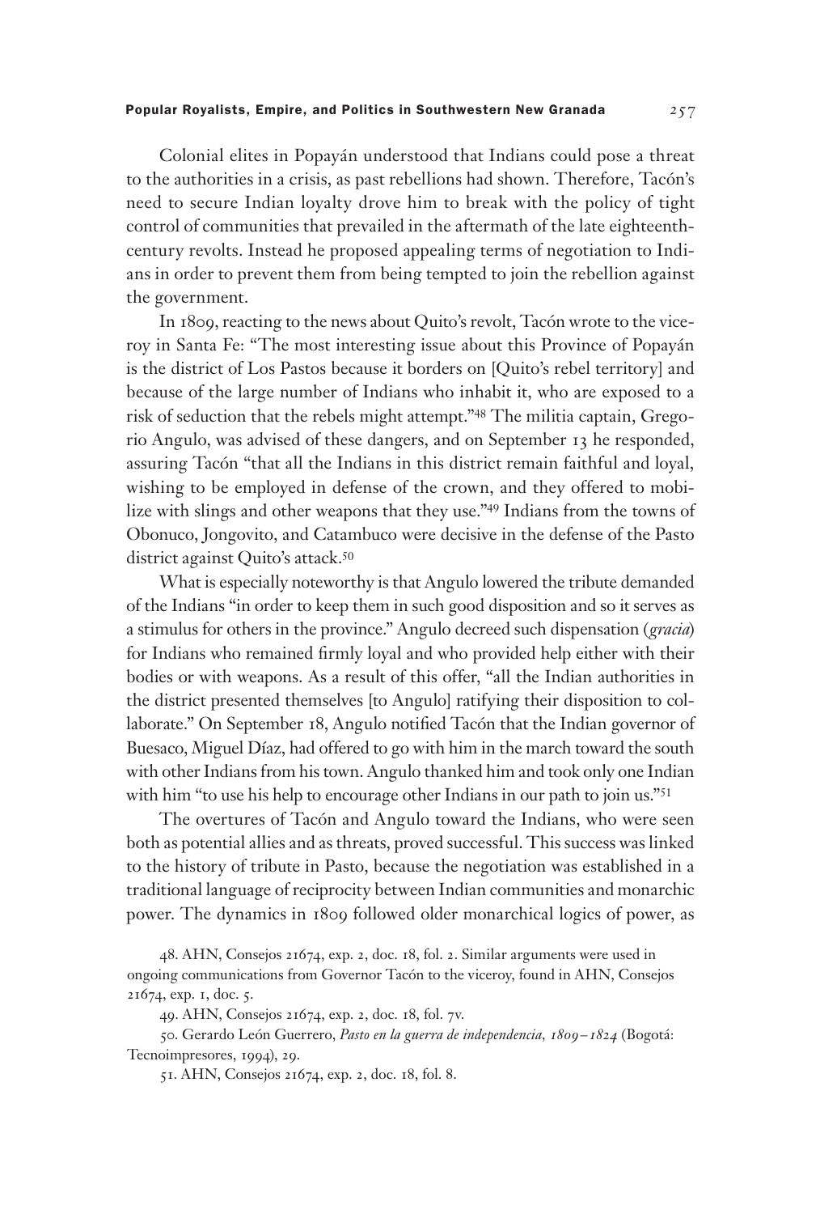Colonial elites in Popayán understood that Indians could pose a threat to the authorities in a crisis, as past rebellions had shown. Therefore, Tacón's need to secure Indian loyalty drove him to break with the policy of tight control of communities that prevailed in the aftermath of the late eighteenth-century revolts. Instead he proposed appealing terms of negotiation to Indians in order to prevent them from being tempted to join the rebellion against the government.

In 1809, reacting to the news about Quito's revolt, Tacón wrote to the viceroy in Santa Fe: "The most interesting issue about this Province of Popayán is the district of Los Pastos because it borders on [Quito's rebel territory] and because of the large number of Indians who inhabit it, who are exposed to a risk of seduction that the rebels might attempt."[48] The militia captain, Gregorio Angulo, was advised of these dangers, and on September 13 he responded, assuring Tacón "that all the Indians in this district remain faithful and loyal, wishing to be employed in defense of the crown, and they offered to mobilize with slings and other weapons that they use."[49] Indians from the towns of Obonuco, Jongovito, and Catambuco were decisive in the defense of the Pasto district against Quito's attack.[50]

What is especially noteworthy is that Angulo lowered the tribute demanded of the Indians "in order to keep them in such good disposition and so it serves as a stimulus for others in the province." Angulo decreed such dispensation (*gracia*) for Indians who remained firmly loyal and who provided help either with their bodies or with weapons. As a result of this offer, "all the Indian authorities in the district presented themselves [to Angulo] ratifying their disposition to collaborate." On September 18, Angulo notified Tacón that the Indian governor of Buesaco, Miguel Díaz, had offered to go with him in the march toward the south with other Indians from his town. Angulo thanked him and took only one Indian with him "to use his help to encourage other Indians in our path to join us."[51]

The overtures of Tacón and Angulo toward the Indians, who were seen both as potential allies and as threats, proved successful. This success was linked to the history of tribute in Pasto, because the negotiation was established in a traditional language of reciprocity between Indian communities and monarchic power. The dynamics in 1809 followed older monarchical logics of power, as

48. AHN, Consejos 21674, exp. 2, doc. 18, fol. 2. Similar arguments were used in ongoing communications from Governor Tacón to the viceroy, found in AHN, Consejos 21674, exp. 1, doc. 5.

49. AHN, Consejos 21674, exp. 2, doc. 18, fol. 7v.

50. Gerardo León Guerrero, *Pasto en la guerra de independencia, 1809–1824* (Bogotá: Tecnoimpresores, 1994), 29.

51. AHN, Consejos 21674, exp. 2, doc. 18, fol. 8.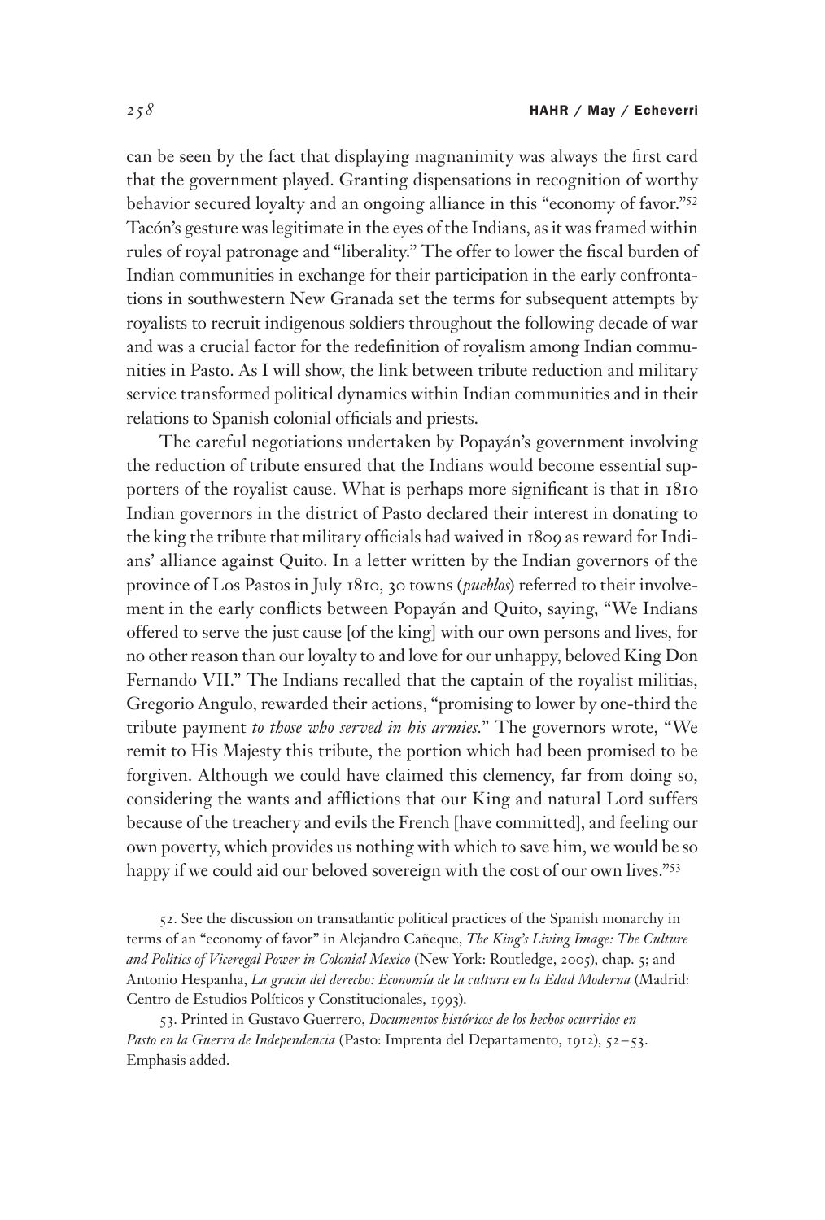can be seen by the fact that displaying magnanimity was always the first card that the government played. Granting dispensations in recognition of worthy behavior secured loyalty and an ongoing alliance in this "economy of favor."[52] Tacón's gesture was legitimate in the eyes of the Indians, as it was framed within rules of royal patronage and "liberality." The offer to lower the fiscal burden of Indian communities in exchange for their participation in the early confrontations in southwestern New Granada set the terms for subsequent attempts by royalists to recruit indigenous soldiers throughout the following decade of war and was a crucial factor for the redefinition of royalism among Indian communities in Pasto. As I will show, the link between tribute reduction and military service transformed political dynamics within Indian communities and in their relations to Spanish colonial officials and priests.

The careful negotiations undertaken by Popayán's government involving the reduction of tribute ensured that the Indians would become essential supporters of the royalist cause. What is perhaps more significant is that in 1810 Indian governors in the district of Pasto declared their interest in donating to the king the tribute that military officials had waived in 1809 as reward for Indians' alliance against Quito. In a letter written by the Indian governors of the province of Los Pastos in July 1810, 30 towns (*pueblos*) referred to their involvement in the early conflicts between Popayán and Quito, saying, "We Indians offered to serve the just cause [of the king] with our own persons and lives, for no other reason than our loyalty to and love for our unhappy, beloved King Don Fernando VII." The Indians recalled that the captain of the royalist militias, Gregorio Angulo, rewarded their actions, "promising to lower by one-third the tribute payment *to those who served in his armies*." The governors wrote, "We remit to His Majesty this tribute, the portion which had been promised to be forgiven. Although we could have claimed this clemency, far from doing so, considering the wants and afflictions that our King and natural Lord suffers because of the treachery and evils the French [have committed], and feeling our own poverty, which provides us nothing with which to save him, we would be so happy if we could aid our beloved sovereign with the cost of our own lives."[53]

52. See the discussion on transatlantic political practices of the Spanish monarchy in terms of an "economy of favor" in Alejandro Cañeque, *The King's Living Image: The Culture and Politics of Viceregal Power in Colonial Mexico* (New York: Routledge, 2005), chap. 5; and Antonio Hespanha, *La gracia del derecho: Economía de la cultura en la Edad Moderna* (Madrid: Centro de Estudios Políticos y Constitucionales, 1993).

53. Printed in Gustavo Guerrero, *Documentos históricos de los hechos ocurridos en Pasto en la Guerra de Independencia* (Pasto: Imprenta del Departamento, 1912), 52–53. Emphasis added.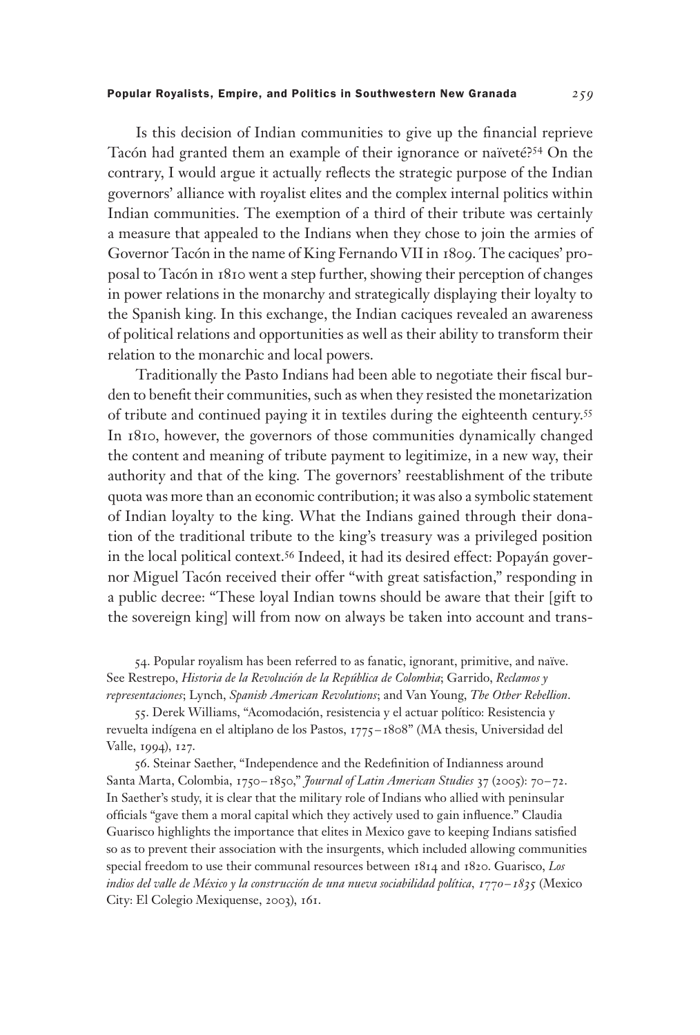Is this decision of Indian communities to give up the financial reprieve Tacón had granted them an example of their ignorance or naïveté?[54] On the contrary, I would argue it actually reflects the strategic purpose of the Indian governors' alliance with royalist elites and the complex internal politics within Indian communities. The exemption of a third of their tribute was certainly a measure that appealed to the Indians when they chose to join the armies of Governor Tacón in the name of King Fernando VII in 1809. The caciques' proposal to Tacón in 1810 went a step further, showing their perception of changes in power relations in the monarchy and strategically displaying their loyalty to the Spanish king. In this exchange, the Indian caciques revealed an awareness of political relations and opportunities as well as their ability to transform their relation to the monarchic and local powers.

Traditionally the Pasto Indians had been able to negotiate their fiscal burden to benefit their communities, such as when they resisted the monetarization of tribute and continued paying it in textiles during the eighteenth century.[55] In 1810, however, the governors of those communities dynamically changed the content and meaning of tribute payment to legitimize, in a new way, their authority and that of the king. The governors' reestablishment of the tribute quota was more than an economic contribution; it was also a symbolic statement of Indian loyalty to the king. What the Indians gained through their donation of the traditional tribute to the king's treasury was a privileged position in the local political context.[56] Indeed, it had its desired effect: Popayán governor Miguel Tacón received their offer "with great satisfaction," responding in a public decree: "These loyal Indian towns should be aware that their [gift to the sovereign king] will from now on always be taken into account and trans-

54. Popular royalism has been referred to as fanatic, ignorant, primitive, and naïve. See Restrepo, *Historia de la Revolución de la República de Colombia*; Garrido, *Reclamos y representaciones*; Lynch, *Spanish American Revolutions*; and Van Young, *The Other Rebellion*.

55. Derek Williams, "Acomodación, resistencia y el actuar político: Resistencia y revuelta indígena en el altiplano de los Pastos, 1775–1808" (MA thesis, Universidad del Valle, 1994), 127.

56. Steinar Saether, "Independence and the Redefinition of Indianness around Santa Marta, Colombia, 1750–1850," *Journal of Latin American Studies* 37 (2005): 70–72. In Saether's study, it is clear that the military role of Indians who allied with peninsular officials "gave them a moral capital which they actively used to gain influence." Claudia Guarisco highlights the importance that elites in Mexico gave to keeping Indians satisfied so as to prevent their association with the insurgents, which included allowing communities special freedom to use their communal resources between 1814 and 1820. Guarisco, *Los indios del valle de México y la construcción de una nueva sociabilidad política, 1770–1835* (Mexico City: El Colegio Mexiquense, 2003), 161.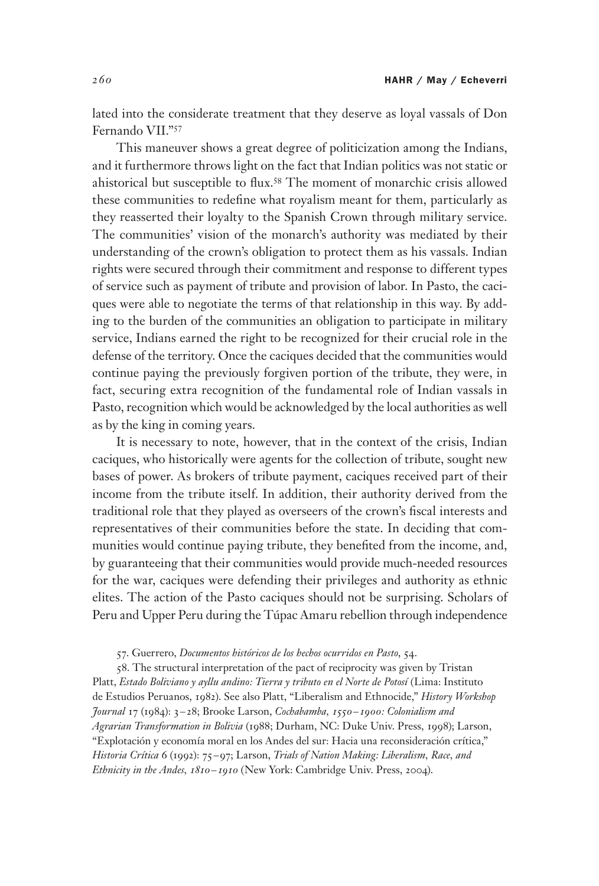lated into the considerate treatment that they deserve as loyal vassals of Don Fernando VII."[57]

This maneuver shows a great degree of politicization among the Indians, and it furthermore throws light on the fact that Indian politics was not static or ahistorical but susceptible to flux.[58] The moment of monarchic crisis allowed these communities to redefine what royalism meant for them, particularly as they reasserted their loyalty to the Spanish Crown through military service. The communities' vision of the monarch's authority was mediated by their understanding of the crown's obligation to protect them as his vassals. Indian rights were secured through their commitment and response to different types of service such as payment of tribute and provision of labor. In Pasto, the caciques were able to negotiate the terms of that relationship in this way. By adding to the burden of the communities an obligation to participate in military service, Indians earned the right to be recognized for their crucial role in the defense of the territory. Once the caciques decided that the communities would continue paying the previously forgiven portion of the tribute, they were, in fact, securing extra recognition of the fundamental role of Indian vassals in Pasto, recognition which would be acknowledged by the local authorities as well as by the king in coming years.

It is necessary to note, however, that in the context of the crisis, Indian caciques, who historically were agents for the collection of tribute, sought new bases of power. As brokers of tribute payment, caciques received part of their income from the tribute itself. In addition, their authority derived from the traditional role that they played as overseers of the crown's fiscal interests and representatives of their communities before the state. In deciding that communities would continue paying tribute, they benefited from the income, and, by guaranteeing that their communities would provide much-needed resources for the war, caciques were defending their privileges and authority as ethnic elites. The action of the Pasto caciques should not be surprising. Scholars of Peru and Upper Peru during the Túpac Amaru rebellion through independence

57. Guerrero, *Documentos históricos de los hechos ocurridos en Pasto*, 54.

58. The structural interpretation of the pact of reciprocity was given by Tristan Platt, *Estado Boliviano y ayllu andino: Tierra y tributo en el Norte de Potosí* (Lima: Instituto de Estudios Peruanos, 1982). See also Platt, "Liberalism and Ethnocide," *History Workshop Journal* 17 (1984): 3–28; Brooke Larson, *Cochabamba, 1550–1900: Colonialism and Agrarian Transformation in Bolivia* (1988; Durham, NC: Duke Univ. Press, 1998); Larson, "Explotación y economía moral en los Andes del sur: Hacia una reconsideración crítica," *Historia Crítica* 6 (1992): 75–97; Larson, *Trials of Nation Making: Liberalism, Race, and Ethnicity in the Andes, 1810–1910* (New York: Cambridge Univ. Press, 2004).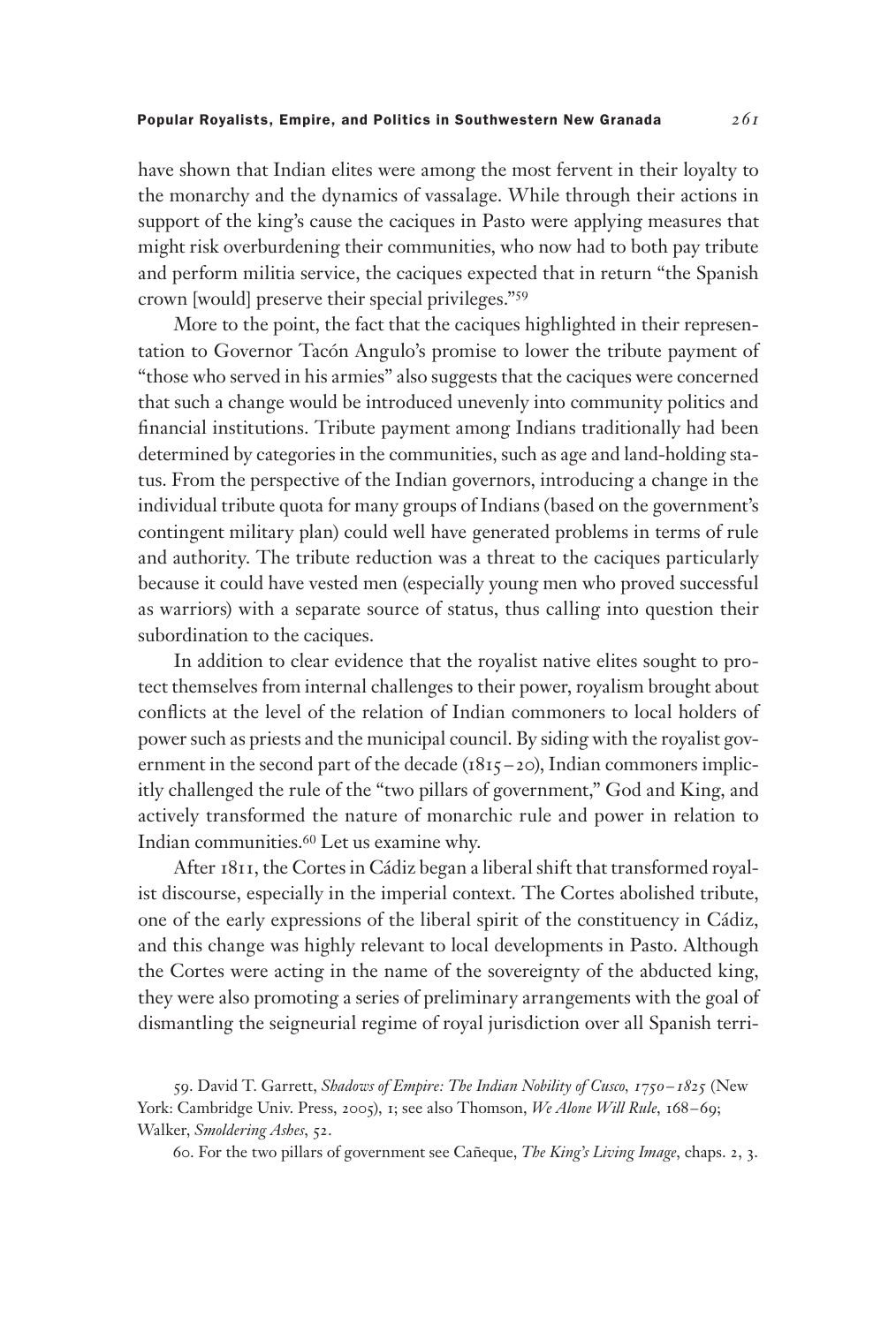have shown that Indian elites were among the most fervent in their loyalty to the monarchy and the dynamics of vassalage. While through their actions in support of the king's cause the caciques in Pasto were applying measures that might risk overburdening their communities, who now had to both pay tribute and perform militia service, the caciques expected that in return "the Spanish crown [would] preserve their special privileges."[59]

More to the point, the fact that the caciques highlighted in their representation to Governor Tacón Angulo's promise to lower the tribute payment of "those who served in his armies" also suggests that the caciques were concerned that such a change would be introduced unevenly into community politics and financial institutions. Tribute payment among Indians traditionally had been determined by categories in the communities, such as age and land-holding status. From the perspective of the Indian governors, introducing a change in the individual tribute quota for many groups of Indians (based on the government's contingent military plan) could well have generated problems in terms of rule and authority. The tribute reduction was a threat to the caciques particularly because it could have vested men (especially young men who proved successful as warriors) with a separate source of status, thus calling into question their subordination to the caciques.

In addition to clear evidence that the royalist native elites sought to protect themselves from internal challenges to their power, royalism brought about conflicts at the level of the relation of Indian commoners to local holders of power such as priests and the municipal council. By siding with the royalist government in the second part of the decade (1815–20), Indian commoners implicitly challenged the rule of the "two pillars of government," God and King, and actively transformed the nature of monarchic rule and power in relation to Indian communities.[60] Let us examine why.

After 1811, the Cortes in Cádiz began a liberal shift that transformed royalist discourse, especially in the imperial context. The Cortes abolished tribute, one of the early expressions of the liberal spirit of the constituency in Cádiz, and this change was highly relevant to local developments in Pasto. Although the Cortes were acting in the name of the sovereignty of the abducted king, they were also promoting a series of preliminary arrangements with the goal of dismantling the seigneurial regime of royal jurisdiction over all Spanish terri-

59. David T. Garrett, *Shadows of Empire: The Indian Nobility of Cusco, 1750–1825* (New York: Cambridge Univ. Press, 2005), 1; see also Thomson, *We Alone Will Rule*, 168–69; Walker, *Smoldering Ashes*, 52.

60. For the two pillars of government see Cañeque, *The King's Living Image*, chaps. 2, 3.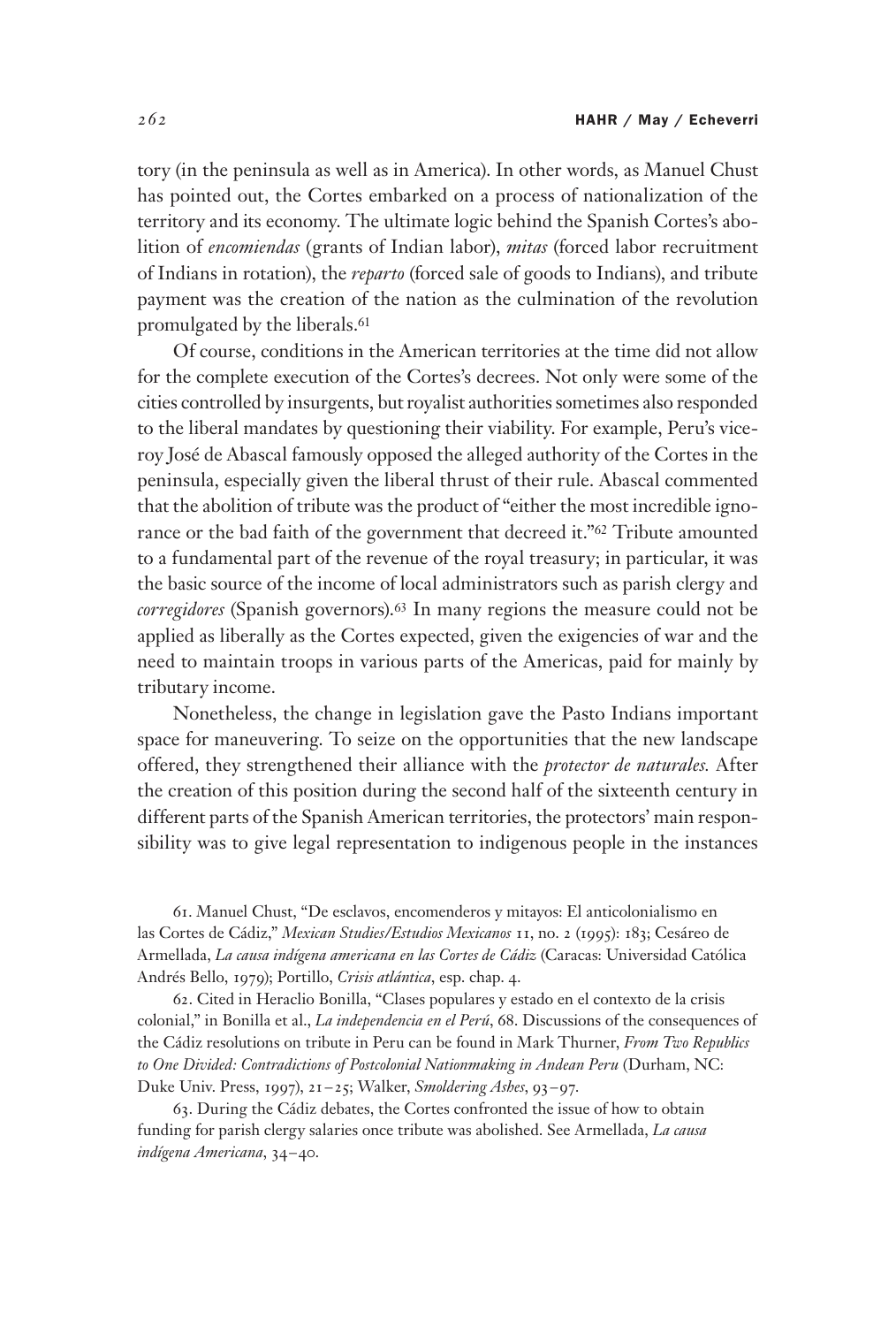tory (in the peninsula as well as in America). In other words, as Manuel Chust has pointed out, the Cortes embarked on a process of nationalization of the territory and its economy. The ultimate logic behind the Spanish Cortes's abolition of *encomiendas* (grants of Indian labor), *mitas* (forced labor recruitment of Indians in rotation), the *reparto* (forced sale of goods to Indians), and tribute payment was the creation of the nation as the culmination of the revolution promulgated by the liberals.[61]

Of course, conditions in the American territories at the time did not allow for the complete execution of the Cortes's decrees. Not only were some of the cities controlled by insurgents, but royalist authorities sometimes also responded to the liberal mandates by questioning their viability. For example, Peru's viceroy José de Abascal famously opposed the alleged authority of the Cortes in the peninsula, especially given the liberal thrust of their rule. Abascal commented that the abolition of tribute was the product of "either the most incredible ignorance or the bad faith of the government that decreed it."[62] Tribute amounted to a fundamental part of the revenue of the royal treasury; in particular, it was the basic source of the income of local administrators such as parish clergy and *corregidores* (Spanish governors).[63] In many regions the measure could not be applied as liberally as the Cortes expected, given the exigencies of war and the need to maintain troops in various parts of the Americas, paid for mainly by tributary income.

Nonetheless, the change in legislation gave the Pasto Indians important space for maneuvering. To seize on the opportunities that the new landscape offered, they strengthened their alliance with the *protector de naturales*. After the creation of this position during the second half of the sixteenth century in different parts of the Spanish American territories, the protectors' main responsibility was to give legal representation to indigenous people in the instances

61. Manuel Chust, "De esclavos, encomenderos y mitayos: El anticolonialismo en las Cortes de Cádiz," *Mexican Studies/Estudios Mexicanos* 11, no. 2 (1995): 183; Cesáreo de Armellada, *La causa indígena americana en las Cortes de Cádiz* (Caracas: Universidad Católica Andrés Bello, 1979); Portillo, *Crisis atlántica*, esp. chap. 4.

62. Cited in Heraclio Bonilla, "Clases populares y estado en el contexto de la crisis colonial," in Bonilla et al., *La independencia en el Perú*, 68. Discussions of the consequences of the Cádiz resolutions on tribute in Peru can be found in Mark Thurner, *From Two Republics to One Divided: Contradictions of Postcolonial Nationmaking in Andean Peru* (Durham, NC: Duke Univ. Press, 1997), 21–25; Walker, *Smoldering Ashes*, 93–97.

63. During the Cádiz debates, the Cortes confronted the issue of how to obtain funding for parish clergy salaries once tribute was abolished. See Armellada, *La causa indígena Americana*, 34–40.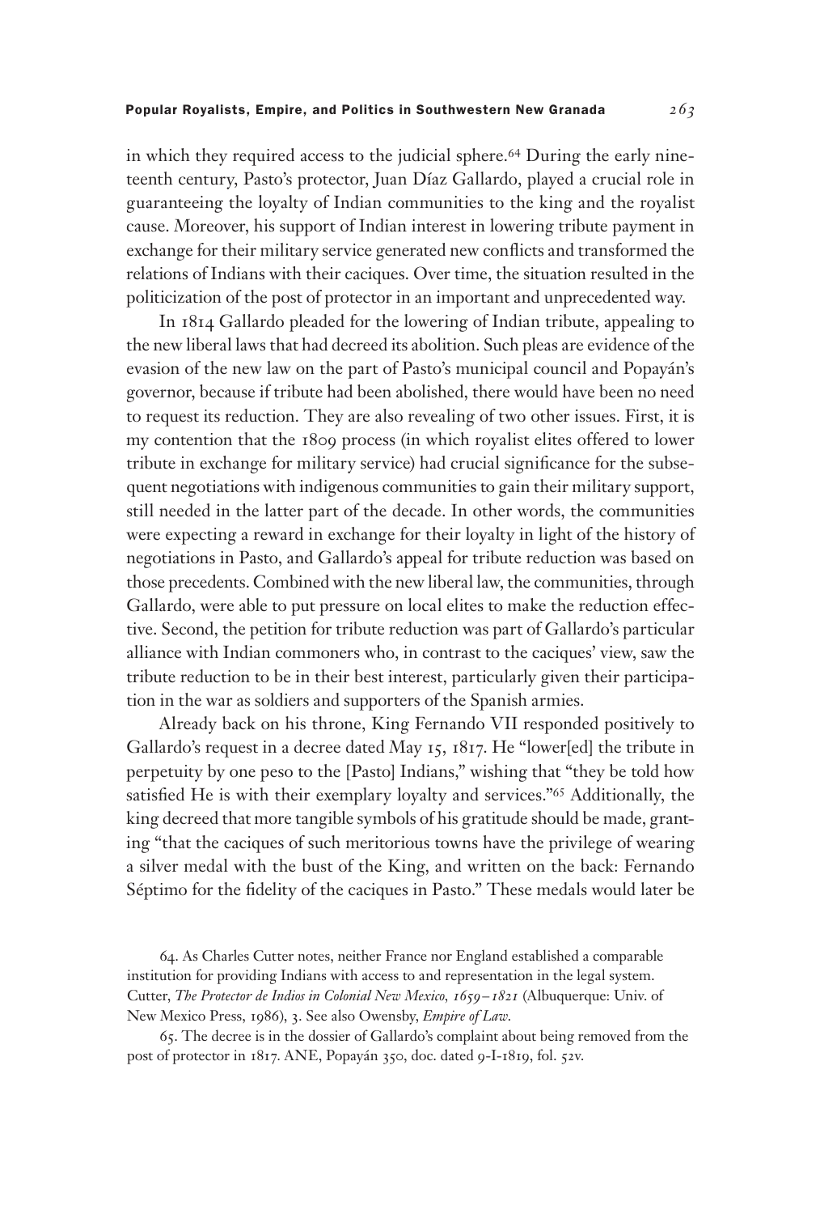in which they required access to the judicial sphere.[64] During the early nineteenth century, Pasto's protector, Juan Díaz Gallardo, played a crucial role in guaranteeing the loyalty of Indian communities to the king and the royalist cause. Moreover, his support of Indian interest in lowering tribute payment in exchange for their military service generated new conflicts and transformed the relations of Indians with their caciques. Over time, the situation resulted in the politicization of the post of protector in an important and unprecedented way.

In 1814 Gallardo pleaded for the lowering of Indian tribute, appealing to the new liberal laws that had decreed its abolition. Such pleas are evidence of the evasion of the new law on the part of Pasto's municipal council and Popayán's governor, because if tribute had been abolished, there would have been no need to request its reduction. They are also revealing of two other issues. First, it is my contention that the 1809 process (in which royalist elites offered to lower tribute in exchange for military service) had crucial significance for the subsequent negotiations with indigenous communities to gain their military support, still needed in the latter part of the decade. In other words, the communities were expecting a reward in exchange for their loyalty in light of the history of negotiations in Pasto, and Gallardo's appeal for tribute reduction was based on those precedents. Combined with the new liberal law, the communities, through Gallardo, were able to put pressure on local elites to make the reduction effective. Second, the petition for tribute reduction was part of Gallardo's particular alliance with Indian commoners who, in contrast to the caciques' view, saw the tribute reduction to be in their best interest, particularly given their participation in the war as soldiers and supporters of the Spanish armies.

Already back on his throne, King Fernando VII responded positively to Gallardo's request in a decree dated May 15, 1817. He "lower[ed] the tribute in perpetuity by one peso to the [Pasto] Indians," wishing that "they be told how satisfied He is with their exemplary loyalty and services."[65] Additionally, the king decreed that more tangible symbols of his gratitude should be made, granting "that the caciques of such meritorious towns have the privilege of wearing a silver medal with the bust of the King, and written on the back: Fernando Séptimo for the fidelity of the caciques in Pasto." These medals would later be

64. As Charles Cutter notes, neither France nor England established a comparable institution for providing Indians with access to and representation in the legal system. Cutter, *The Protector de Indios in Colonial New Mexico, 1659–1821* (Albuquerque: Univ. of New Mexico Press, 1986), 3. See also Owensby, *Empire of Law*.

65. The decree is in the dossier of Gallardo's complaint about being removed from the post of protector in 1817. ANE, Popayán 350, doc. dated 9-I-1819, fol. 52v.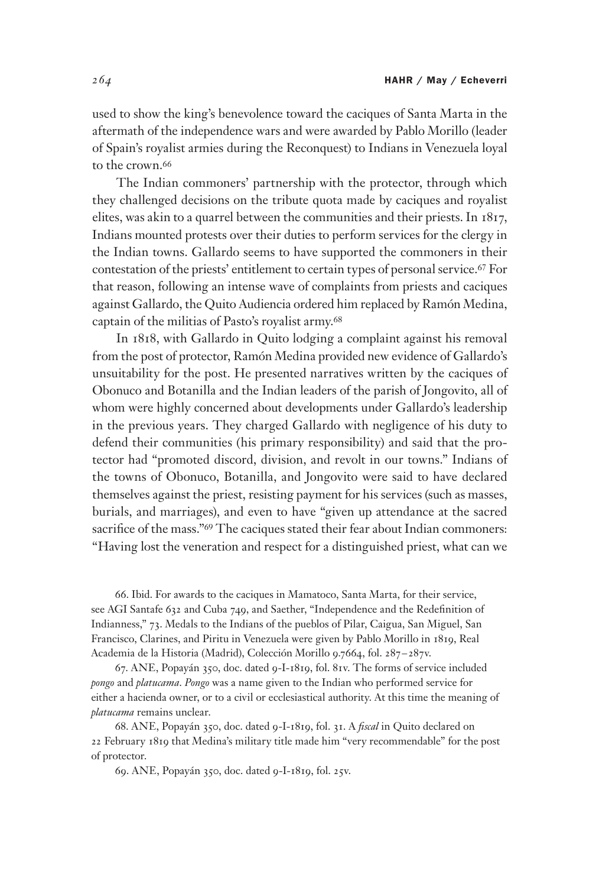used to show the king's benevolence toward the caciques of Santa Marta in the aftermath of the independence wars and were awarded by Pablo Morillo (leader of Spain's royalist armies during the Reconquest) to Indians in Venezuela loyal to the crown.[66]

The Indian commoners' partnership with the protector, through which they challenged decisions on the tribute quota made by caciques and royalist elites, was akin to a quarrel between the communities and their priests. In 1817, Indians mounted protests over their duties to perform services for the clergy in the Indian towns. Gallardo seems to have supported the commoners in their contestation of the priests' entitlement to certain types of personal service.[67] For that reason, following an intense wave of complaints from priests and caciques against Gallardo, the Quito Audiencia ordered him replaced by Ramón Medina, captain of the militias of Pasto's royalist army.[68]

In 1818, with Gallardo in Quito lodging a complaint against his removal from the post of protector, Ramón Medina provided new evidence of Gallardo's unsuitability for the post. He presented narratives written by the caciques of Obonuco and Botanilla and the Indian leaders of the parish of Jongovito, all of whom were highly concerned about developments under Gallardo's leadership in the previous years. They charged Gallardo with negligence of his duty to defend their communities (his primary responsibility) and said that the protector had "promoted discord, division, and revolt in our towns." Indians of the towns of Obonuco, Botanilla, and Jongovito were said to have declared themselves against the priest, resisting payment for his services (such as masses, burials, and marriages), and even to have "given up attendance at the sacred sacrifice of the mass."[69] The caciques stated their fear about Indian commoners: "Having lost the veneration and respect for a distinguished priest, what can we

66. Ibid. For awards to the caciques in Mamatoco, Santa Marta, for their service, see AGI Santafe 632 and Cuba 749, and Saether, "Independence and the Redefinition of Indianness," 73. Medals to the Indians of the pueblos of Pilar, Caigua, San Miguel, San Francisco, Clarines, and Piritu in Venezuela were given by Pablo Morillo in 1819, Real Academia de la Historia (Madrid), Colección Morillo 9.7664, fol. 287–287v.

67. ANE, Popayán 350, doc. dated 9-I-1819, fol. 81v. The forms of service included *pongo* and *platucama*. *Pongo* was a name given to the Indian who performed service for either a hacienda owner, or to a civil or ecclesiastical authority. At this time the meaning of *platucama* remains unclear.

68. ANE, Popayán 350, doc. dated 9-I-1819, fol. 31. A *fiscal* in Quito declared on 22 February 1819 that Medina's military title made him "very recommendable" for the post of protector.

69. ANE, Popayán 350, doc. dated 9-I-1819, fol. 25v.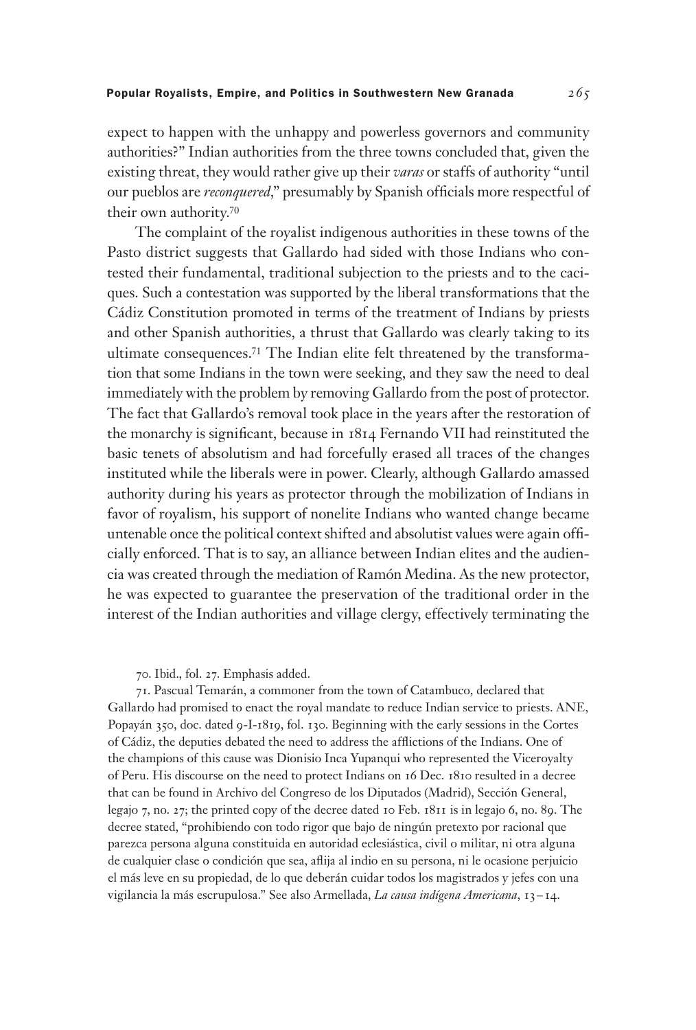expect to happen with the unhappy and powerless governors and community authorities?" Indian authorities from the three towns concluded that, given the existing threat, they would rather give up their *varas* or staffs of authority "until our pueblos are *reconquered*," presumably by Spanish officials more respectful of their own authority.[70]

The complaint of the royalist indigenous authorities in these towns of the Pasto district suggests that Gallardo had sided with those Indians who contested their fundamental, traditional subjection to the priests and to the caciques. Such a contestation was supported by the liberal transformations that the Cádiz Constitution promoted in terms of the treatment of Indians by priests and other Spanish authorities, a thrust that Gallardo was clearly taking to its ultimate consequences.[71] The Indian elite felt threatened by the transformation that some Indians in the town were seeking, and they saw the need to deal immediately with the problem by removing Gallardo from the post of protector. The fact that Gallardo's removal took place in the years after the restoration of the monarchy is significant, because in 1814 Fernando VII had reinstituted the basic tenets of absolutism and had forcefully erased all traces of the changes instituted while the liberals were in power. Clearly, although Gallardo amassed authority during his years as protector through the mobilization of Indians in favor of royalism, his support of nonelite Indians who wanted change became untenable once the political context shifted and absolutist values were again officially enforced. That is to say, an alliance between Indian elites and the audiencia was created through the mediation of Ramón Medina. As the new protector, he was expected to guarantee the preservation of the traditional order in the interest of the Indian authorities and village clergy, effectively terminating the

70. Ibid., fol. 27. Emphasis added.

71. Pascual Temarán, a commoner from the town of Catambuco, declared that Gallardo had promised to enact the royal mandate to reduce Indian service to priests. ANE, Popayán 350, doc. dated 9-I-1819, fol. 130. Beginning with the early sessions in the Cortes of Cádiz, the deputies debated the need to address the afflictions of the Indians. One of the champions of this cause was Dionisio Inca Yupanqui who represented the Viceroyalty of Peru. His discourse on the need to protect Indians on 16 Dec. 1810 resulted in a decree that can be found in Archivo del Congreso de los Diputados (Madrid), Sección General, legajo 7, no. 27; the printed copy of the decree dated 10 Feb. 1811 is in legajo 6, no. 89. The decree stated, "prohibiendo con todo rigor que bajo de ningún pretexto por racional que parezca persona alguna constituida en autoridad eclesiástica, civil o militar, ni otra alguna de cualquier clase o condición que sea, aflija al indio en su persona, ni le ocasione perjuicio el más leve en su propiedad, de lo que deberán cuidar todos los magistrados y jefes con una vigilancia la más escrupulosa." See also Armellada, *La causa indígena Americana*, 13–14.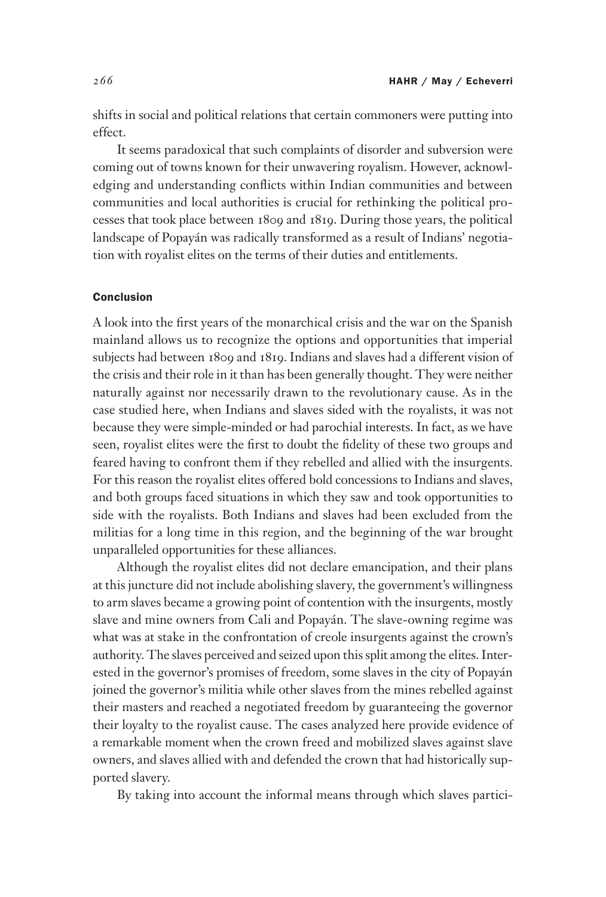shifts in social and political relations that certain commoners were putting into effect.

It seems paradoxical that such complaints of disorder and subversion were coming out of towns known for their unwavering royalism. However, acknowledging and understanding conflicts within Indian communities and between communities and local authorities is crucial for rethinking the political processes that took place between 1809 and 1819. During those years, the political landscape of Popayán was radically transformed as a result of Indians' negotiation with royalist elites on the terms of their duties and entitlements.

## Conclusion

A look into the first years of the monarchical crisis and the war on the Spanish mainland allows us to recognize the options and opportunities that imperial subjects had between 1809 and 1819. Indians and slaves had a different vision of the crisis and their role in it than has been generally thought. They were neither naturally against nor necessarily drawn to the revolutionary cause. As in the case studied here, when Indians and slaves sided with the royalists, it was not because they were simple-minded or had parochial interests. In fact, as we have seen, royalist elites were the first to doubt the fidelity of these two groups and feared having to confront them if they rebelled and allied with the insurgents. For this reason the royalist elites offered bold concessions to Indians and slaves, and both groups faced situations in which they saw and took opportunities to side with the royalists. Both Indians and slaves had been excluded from the militias for a long time in this region, and the beginning of the war brought unparalleled opportunities for these alliances.

Although the royalist elites did not declare emancipation, and their plans at this juncture did not include abolishing slavery, the government's willingness to arm slaves became a growing point of contention with the insurgents, mostly slave and mine owners from Cali and Popayán. The slave-owning regime was what was at stake in the confrontation of creole insurgents against the crown's authority. The slaves perceived and seized upon this split among the elites. Interested in the governor's promises of freedom, some slaves in the city of Popayán joined the governor's militia while other slaves from the mines rebelled against their masters and reached a negotiated freedom by guaranteeing the governor their loyalty to the royalist cause. The cases analyzed here provide evidence of a remarkable moment when the crown freed and mobilized slaves against slave owners, and slaves allied with and defended the crown that had historically supported slavery.

By taking into account the informal means through which slaves partici-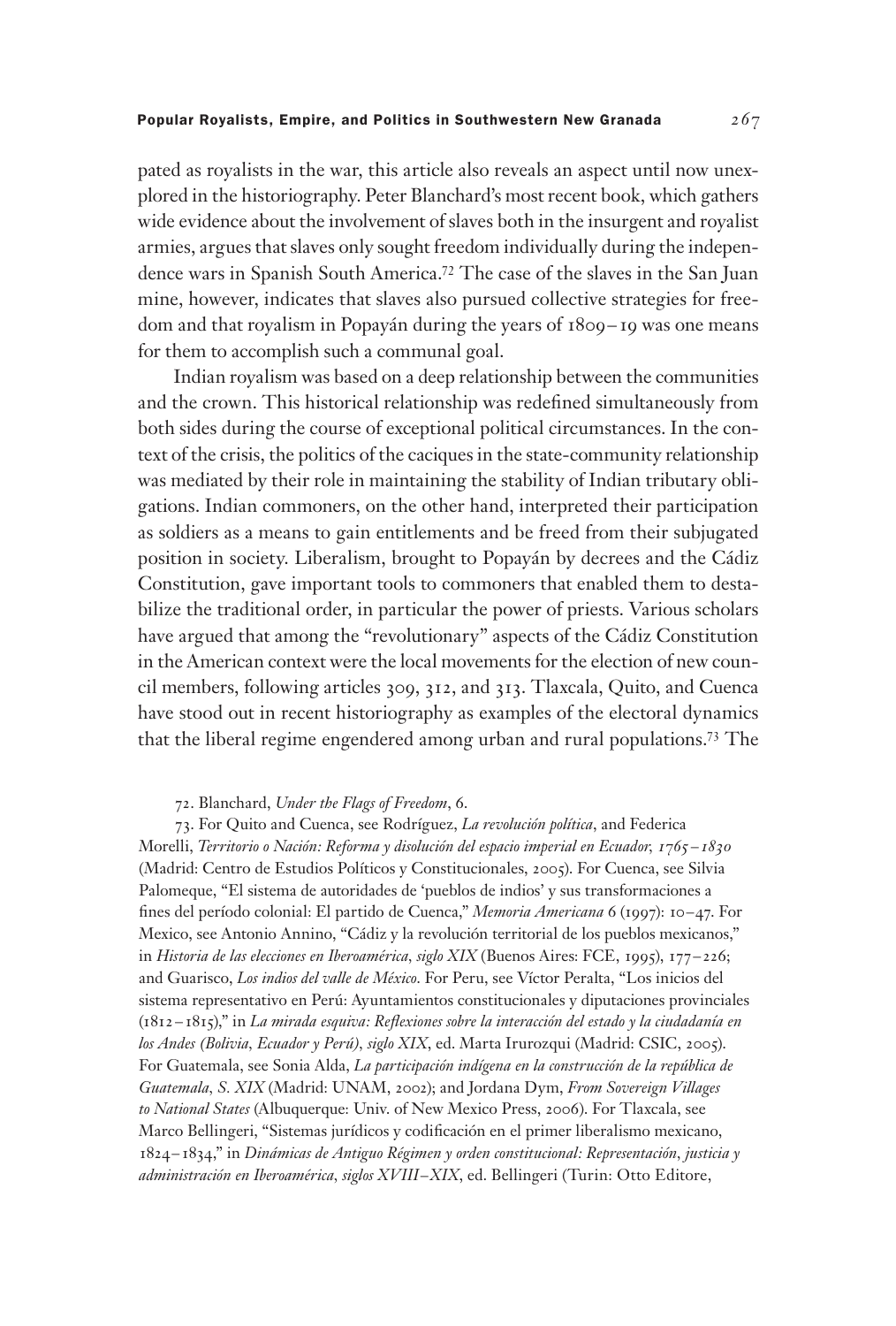pated as royalists in the war, this article also reveals an aspect until now unexplored in the historiography. Peter Blanchard's most recent book, which gathers wide evidence about the involvement of slaves both in the insurgent and royalist armies, argues that slaves only sought freedom individually during the independence wars in Spanish South America.[72] The case of the slaves in the San Juan mine, however, indicates that slaves also pursued collective strategies for freedom and that royalism in Popayán during the years of 1809–19 was one means for them to accomplish such a communal goal.

Indian royalism was based on a deep relationship between the communities and the crown. This historical relationship was redefined simultaneously from both sides during the course of exceptional political circumstances. In the context of the crisis, the politics of the caciques in the state-community relationship was mediated by their role in maintaining the stability of Indian tributary obligations. Indian commoners, on the other hand, interpreted their participation as soldiers as a means to gain entitlements and be freed from their subjugated position in society. Liberalism, brought to Popayán by decrees and the Cádiz Constitution, gave important tools to commoners that enabled them to destabilize the traditional order, in particular the power of priests. Various scholars have argued that among the "revolutionary" aspects of the Cádiz Constitution in the American context were the local movements for the election of new council members, following articles 309, 312, and 313. Tlaxcala, Quito, and Cuenca have stood out in recent historiography as examples of the electoral dynamics that the liberal regime engendered among urban and rural populations.[73] The

72. Blanchard, *Under the Flags of Freedom*, 6.

73. For Quito and Cuenca, see Rodríguez, *La revolución política*, and Federica Morelli, *Territorio o Nación: Reforma y disolución del espacio imperial en Ecuador, 1765–1830* (Madrid: Centro de Estudios Políticos y Constitucionales, 2005). For Cuenca, see Silvia Palomeque, "El sistema de autoridades de 'pueblos de indios' y sus transformaciones a fines del período colonial: El partido de Cuenca," *Memoria Americana* 6 (1997): 10–47. For Mexico, see Antonio Annino, "Cádiz y la revolución territorial de los pueblos mexicanos," in *Historia de las elecciones en Iberoamérica, siglo XIX* (Buenos Aires: FCE, 1995), 177–226; and Guarisco, *Los indios del valle de México*. For Peru, see Víctor Peralta, "Los inicios del sistema representativo en Perú: Ayuntamientos constitucionales y diputaciones provinciales (1812–1815)," in *La mirada esquiva: Reflexiones sobre la interacción del estado y la ciudadanía en los Andes (Bolivia, Ecuador y Perú), siglo XIX*, ed. Marta Irurozqui (Madrid: CSIC, 2005). For Guatemala, see Sonia Alda, *La participación indígena en la construcción de la república de Guatemala, S. XIX* (Madrid: UNAM, 2002); and Jordana Dym, *From Sovereign Villages to National States* (Albuquerque: Univ. of New Mexico Press, 2006). For Tlaxcala, see Marco Bellingeri, "Sistemas jurídicos y codificación en el primer liberalismo mexicano, 1824–1834," in *Dinámicas de Antiguo Régimen y orden constitucional: Representación, justicia y administración en Iberoamérica, siglos XVIII–XIX*, ed. Bellingeri (Turin: Otto Editore,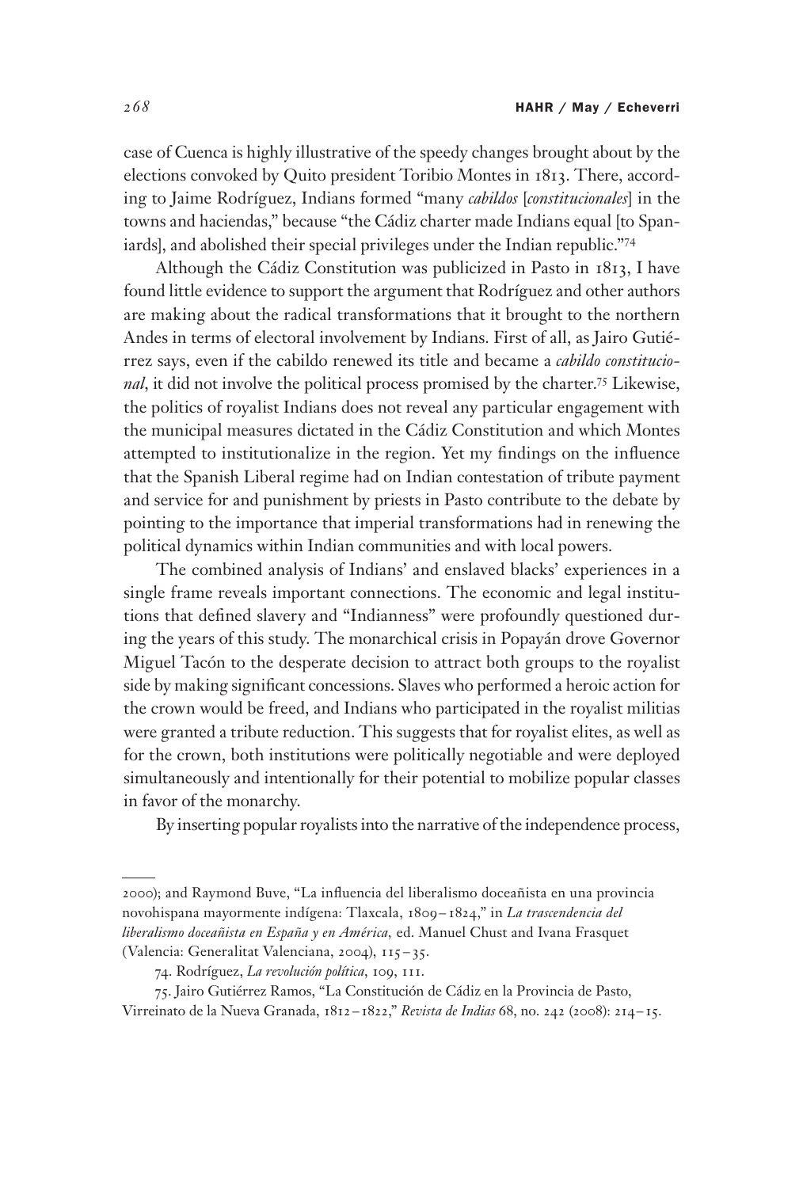case of Cuenca is highly illustrative of the speedy changes brought about by the elections convoked by Quito president Toribio Montes in 1813. There, according to Jaime Rodríguez, Indians formed "many *cabildos* [*constitucionales*] in the towns and haciendas," because "the Cádiz charter made Indians equal [to Spaniards], and abolished their special privileges under the Indian republic."[74]

Although the Cádiz Constitution was publicized in Pasto in 1813, I have found little evidence to support the argument that Rodríguez and other authors are making about the radical transformations that it brought to the northern Andes in terms of electoral involvement by Indians. First of all, as Jairo Gutiérrez says, even if the cabildo renewed its title and became a *cabildo constitucional*, it did not involve the political process promised by the charter.[75] Likewise, the politics of royalist Indians does not reveal any particular engagement with the municipal measures dictated in the Cádiz Constitution and which Montes attempted to institutionalize in the region. Yet my findings on the influence that the Spanish Liberal regime had on Indian contestation of tribute payment and service for and punishment by priests in Pasto contribute to the debate by pointing to the importance that imperial transformations had in renewing the political dynamics within Indian communities and with local powers.

The combined analysis of Indians' and enslaved blacks' experiences in a single frame reveals important connections. The economic and legal institutions that defined slavery and "Indianness" were profoundly questioned during the years of this study. The monarchical crisis in Popayán drove Governor Miguel Tacón to the desperate decision to attract both groups to the royalist side by making significant concessions. Slaves who performed a heroic action for the crown would be freed, and Indians who participated in the royalist militias were granted a tribute reduction. This suggests that for royalist elites, as well as for the crown, both institutions were politically negotiable and were deployed simultaneously and intentionally for their potential to mobilize popular classes in favor of the monarchy.

By inserting popular royalists into the narrative of the independence process,

---

2000); and Raymond Buve, "La influencia del liberalismo doceañista en una provincia novohispana mayormente indígena: Tlaxcala, 1809–1824," in *La trascendencia del liberalismo doceañista en España y en América*, ed. Manuel Chust and Ivana Frasquet (Valencia: Generalitat Valenciana, 2004), 115–35.

74. Rodríguez, *La revolución política*, 109, 111.

75. Jairo Gutiérrez Ramos, "La Constitución de Cádiz en la Provincia de Pasto, Virreinato de la Nueva Granada, 1812–1822," *Revista de Indias* 68, no. 242 (2008): 214–15.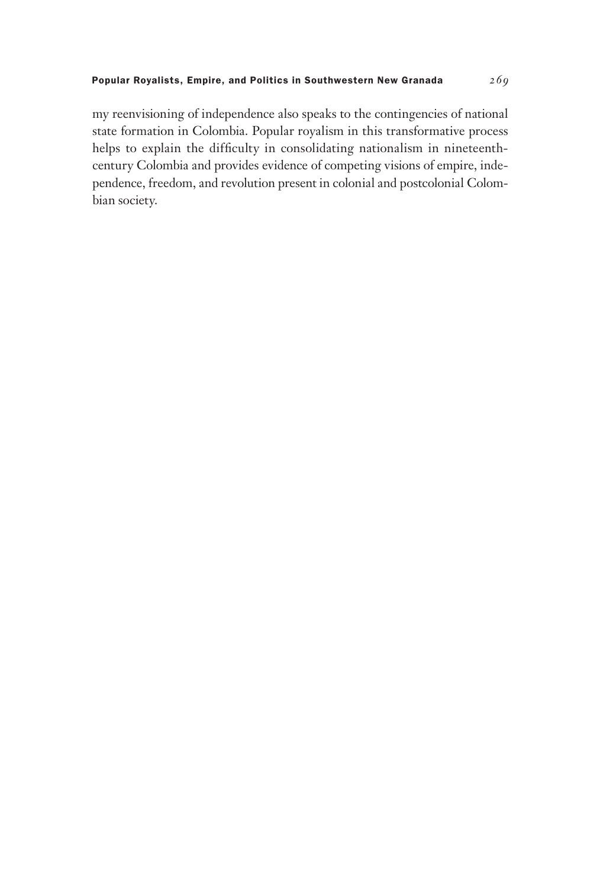my reenvisioning of independence also speaks to the contingencies of national state formation in Colombia. Popular royalism in this transformative process helps to explain the difficulty in consolidating nationalism in nineteenth-century Colombia and provides evidence of competing visions of empire, independence, freedom, and revolution present in colonial and postcolonial Colombian society.